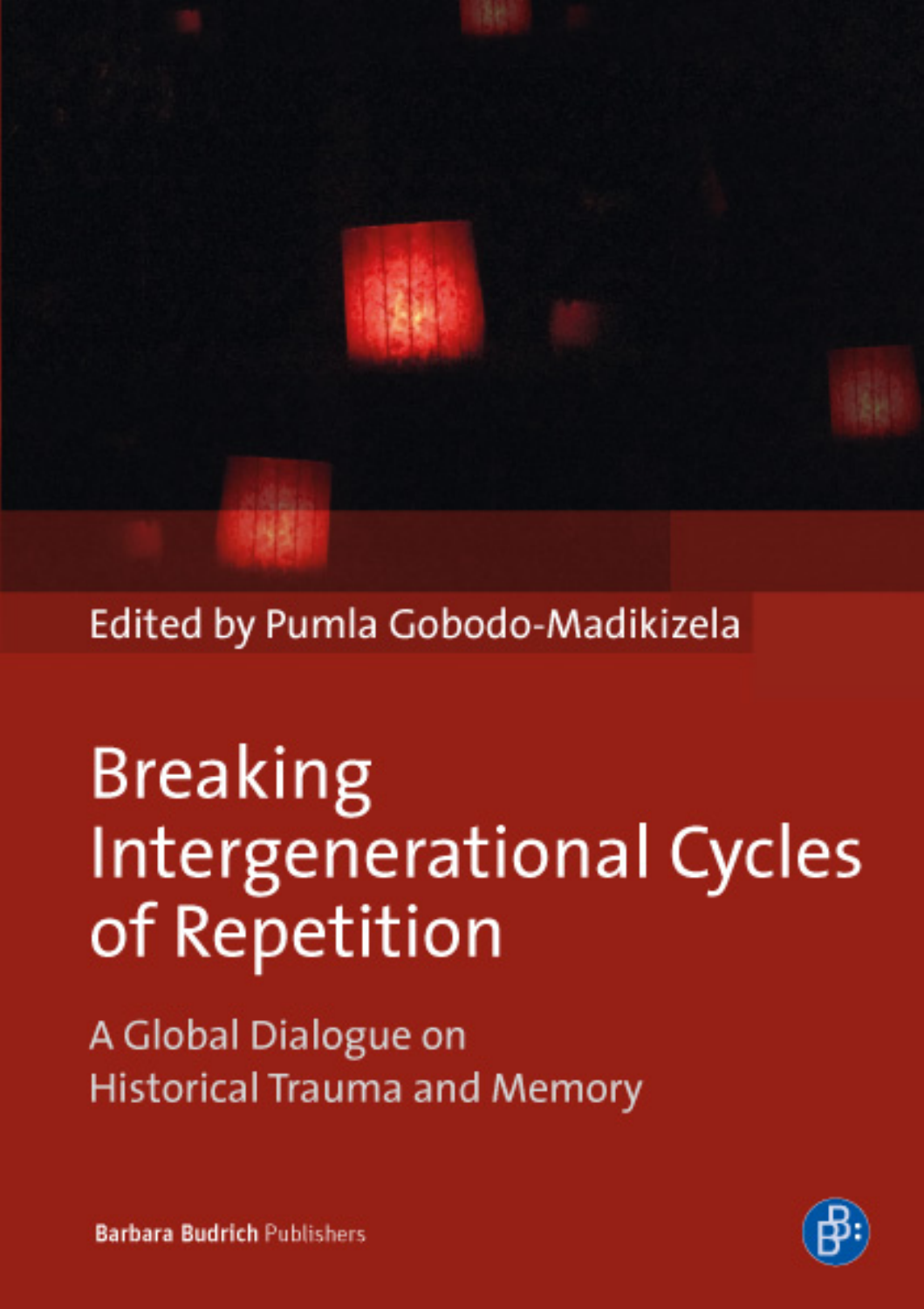Edited by Pumla Gobodo-Madikizela

# Breaking Intergenerational Cycles of Repetition

## A Global Dialogue on Historical Trauma and Memory

Barbara Budrich Publishers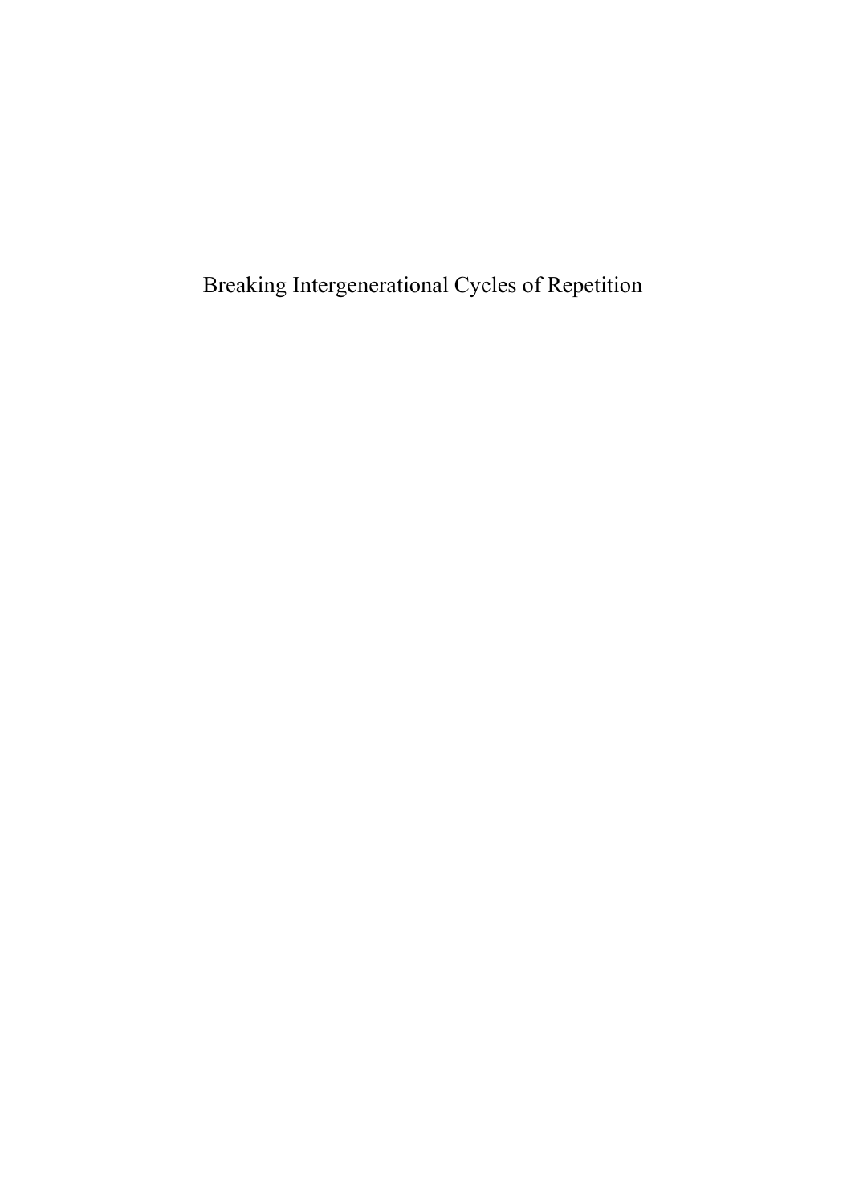Breaking Intergenerational Cycles of Repetition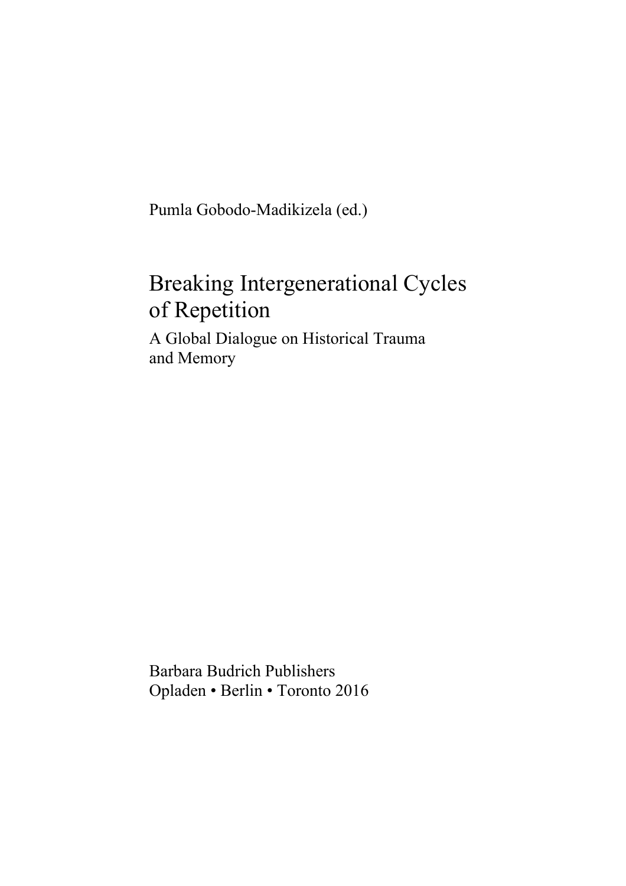Pumla Gobodo-Madikizela (ed.)

# Breaking Intergenerational Cycles of Repetition

## A Global Dialogue on Historical Trauma and Memory

Barbara Budrich Publishers
Opladen • Berlin • Toronto 2016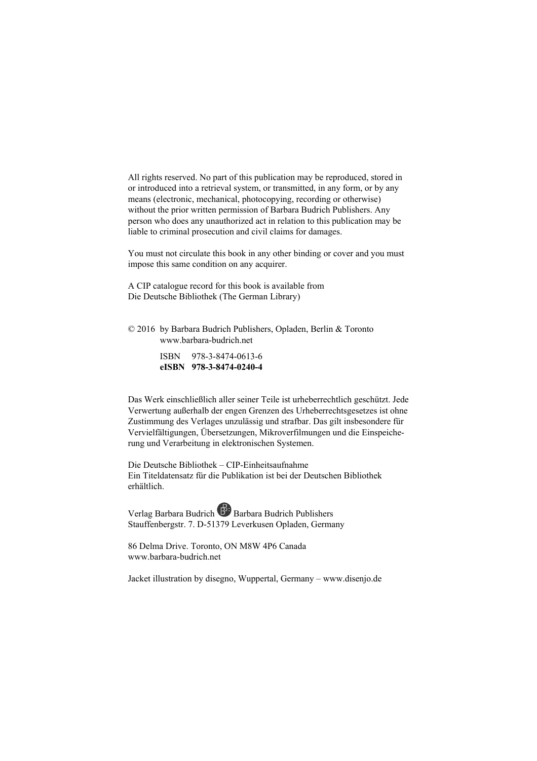All rights reserved. No part of this publication may be reproduced, stored in or introduced into a retrieval system, or transmitted, in any form, or by any means (electronic, mechanical, photocopying, recording or otherwise) without the prior written permission of Barbara Budrich Publishers. Any person who does any unauthorized act in relation to this publication may be liable to criminal prosecution and civil claims for damages.

You must not circulate this book in any other binding or cover and you must impose this same condition on any acquirer.

A CIP catalogue record for this book is available from
Die Deutsche Bibliothek (The German Library)

© 2016 by Barbara Budrich Publishers, Opladen, Berlin & Toronto
www.barbara-budrich.net

ISBN 978-3-8474-0613-6
**eISBN 978-3-8474-0240-4**

Das Werk einschließlich aller seiner Teile ist urheberrechtlich geschützt. Jede Verwertung außerhalb der engen Grenzen des Urheberrechtsgesetzes ist ohne Zustimmung des Verlages unzulässig und strafbar. Das gilt insbesondere für Vervielfältigungen, Übersetzungen, Mikroverfilmungen und die Einspeicherung und Verarbeitung in elektronischen Systemen.

Die Deutsche Bibliothek – CIP-Einheitsaufnahme
Ein Titeldatensatz für die Publikation ist bei der Deutschen Bibliothek erhältlich.

Verlag Barbara Budrich Barbara Budrich Publishers
Stauffenbergstr. 7. D-51379 Leverkusen Opladen, Germany

86 Delma Drive. Toronto, ON M8W 4P6 Canada
www.barbara-budrich.net

Jacket illustration by disegno, Wuppertal, Germany – www.disenjo.de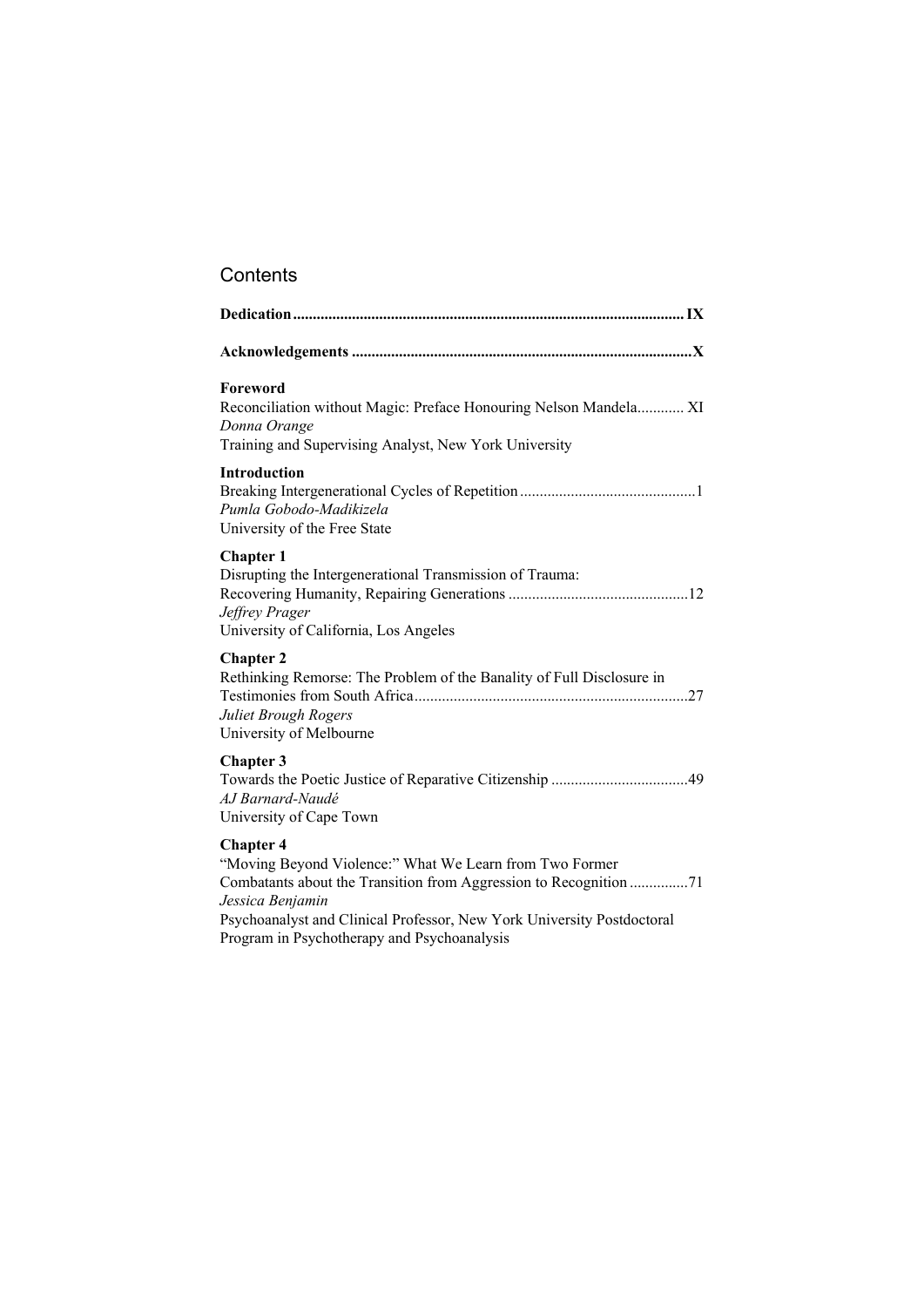# Contents

**Dedication** .................................................................................................... **IX**

**Acknowledgements** ....................................................................................... **X**

**Foreword**
Reconciliation without Magic: Preface Honouring Nelson Mandela............ XI
*Donna Orange*
Training and Supervising Analyst, New York University

**Introduction**
Breaking Intergenerational Cycles of Repetition .............................................1
*Pumla Gobodo-Madikizela*
University of the Free State

**Chapter 1**
Disrupting the Intergenerational Transmission of Trauma:
Recovering Humanity, Repairing Generations .............................................12
*Jeffrey Prager*
University of California, Los Angeles

**Chapter 2**
Rethinking Remorse: The Problem of the Banality of Full Disclosure in Testimonies from South Africa.....................................................................27
*Juliet Brough Rogers*
University of Melbourne

**Chapter 3**
Towards the Poetic Justice of Reparative Citizenship ..................................49
*AJ Barnard-Naudé*
University of Cape Town

**Chapter 4**
"Moving Beyond Violence:" What We Learn from Two Former Combatants about the Transition from Aggression to Recognition ...............71
*Jessica Benjamin*
Psychoanalyst and Clinical Professor, New York University Postdoctoral Program in Psychotherapy and Psychoanalysis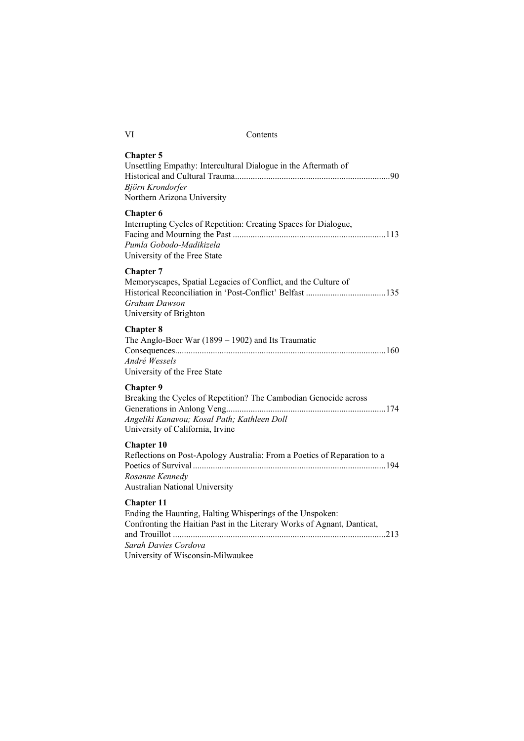**Chapter 5**
Unsettling Empathy: Intercultural Dialogue in the Aftermath of Historical and Cultural Trauma..................................................................90
*Björn Krondorfer*
Northern Arizona University

**Chapter 6**
Interrupting Cycles of Repetition: Creating Spaces for Dialogue, Facing and Mourning the Past ..................................................................113
*Pumla Gobodo-Madikizela*
University of the Free State

**Chapter 7**
Memoryscapes, Spatial Legacies of Conflict, and the Culture of Historical Reconciliation in 'Post-Conflict' Belfast ....................................135
*Graham Dawson*
University of Brighton

**Chapter 8**
The Anglo-Boer War (1899 – 1902) and Its Traumatic Consequences..............................................................................................160
*André Wessels*
University of the Free State

**Chapter 9**
Breaking the Cycles of Repetition? The Cambodian Genocide across Generations in Anlong Veng.......................................................................174
*Angeliki Kanavou; Kosal Path; Kathleen Doll*
University of California, Irvine

**Chapter 10**
Reflections on Post-Apology Australia: From a Poetics of Reparation to a Poetics of Survival......................................................................................194
*Rosanne Kennedy*
Australian National University

**Chapter 11**
Ending the Haunting, Halting Whisperings of the Unspoken: Confronting the Haitian Past in the Literary Works of Agnant, Danticat, and Trouillot ...............................................................................................213
*Sarah Davies Cordova*
University of Wisconsin-Milwaukee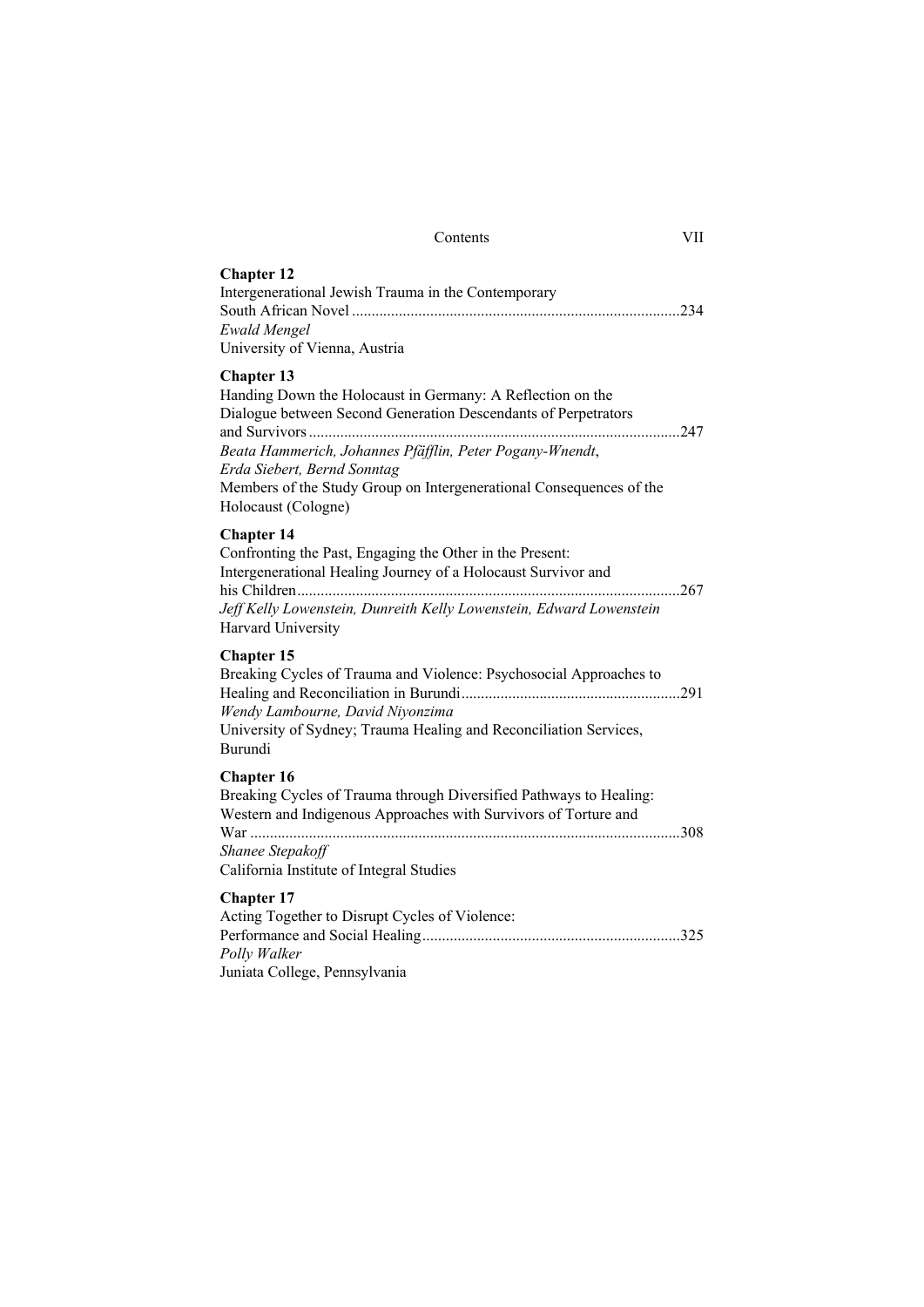**Chapter 12**
Intergenerational Jewish Trauma in the Contemporary South African Novel ....................................................................................234
*Ewald Mengel*
University of Vienna, Austria

**Chapter 13**
Handing Down the Holocaust in Germany: A Reflection on the Dialogue between Second Generation Descendants of Perpetrators and Survivors ..............................................................................................247
*Beata Hammerich, Johannes Pfäfflin, Peter Pogany-Wnendt, Erda Siebert, Bernd Sonntag*
Members of the Study Group on Intergenerational Consequences of the Holocaust (Cologne)

**Chapter 14**
Confronting the Past, Engaging the Other in the Present: Intergenerational Healing Journey of a Holocaust Survivor and his Children.................................................................................................267
*Jeff Kelly Lowenstein, Dunreith Kelly Lowenstein, Edward Lowenstein*
Harvard University

**Chapter 15**
Breaking Cycles of Trauma and Violence: Psychosocial Approaches to Healing and Reconciliation in Burundi.......................................................291
*Wendy Lambourne, David Niyonzima*
University of Sydney; Trauma Healing and Reconciliation Services, Burundi

**Chapter 16**
Breaking Cycles of Trauma through Diversified Pathways to Healing: Western and Indigenous Approaches with Survivors of Torture and War ...............................................................................................................308
*Shanee Stepakoff*
California Institute of Integral Studies

**Chapter 17**
Acting Together to Disrupt Cycles of Violence: Performance and Social Healing.................................................................325
*Polly Walker*
Juniata College, Pennsylvania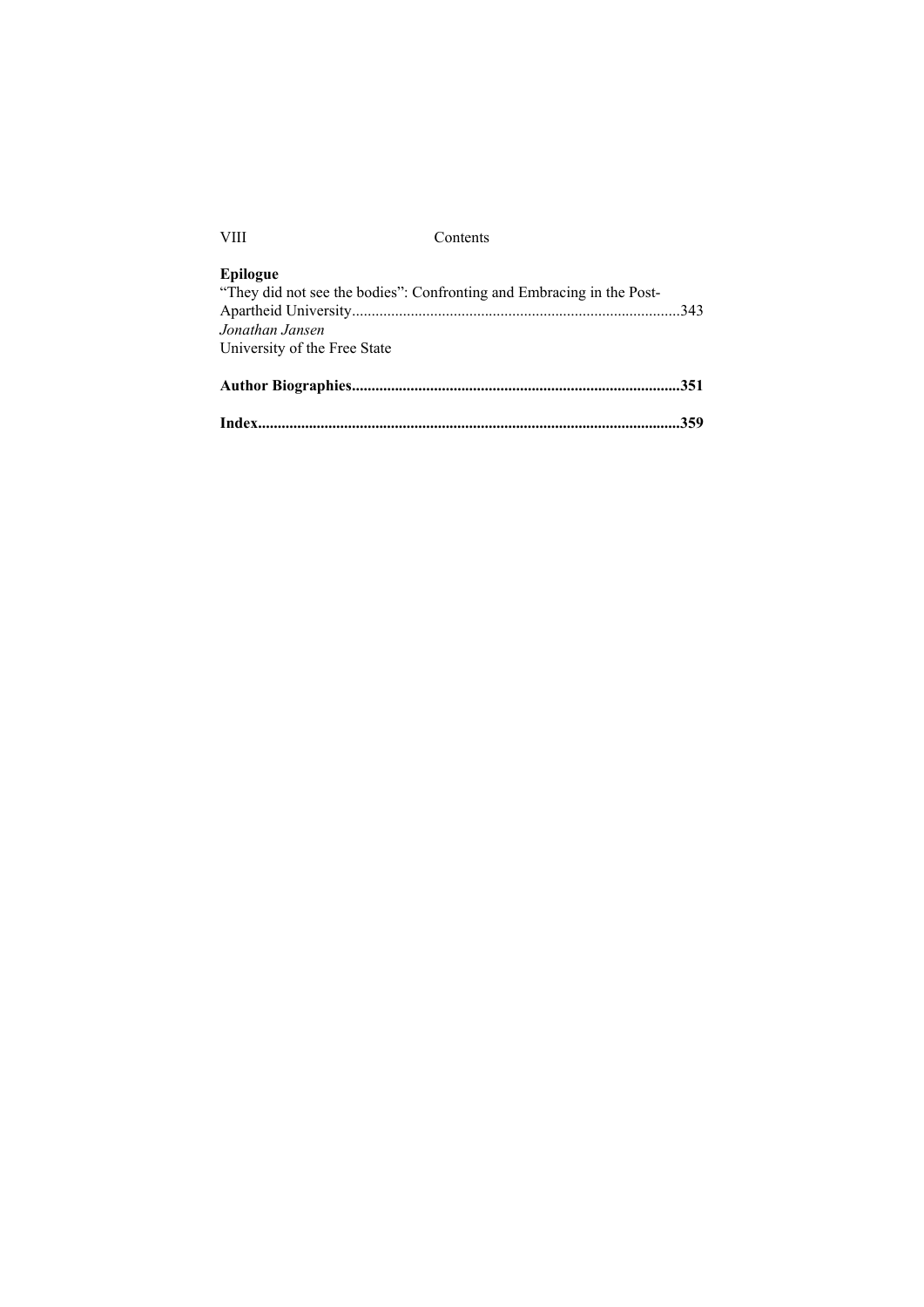**Epilogue**

"They did not see the bodies": Confronting and Embracing in the Post-Apartheid University....................................................................................343
*Jonathan Jansen*
University of the Free State

**Author Biographies....................................................................................351**

**Index...........................................................................................................359**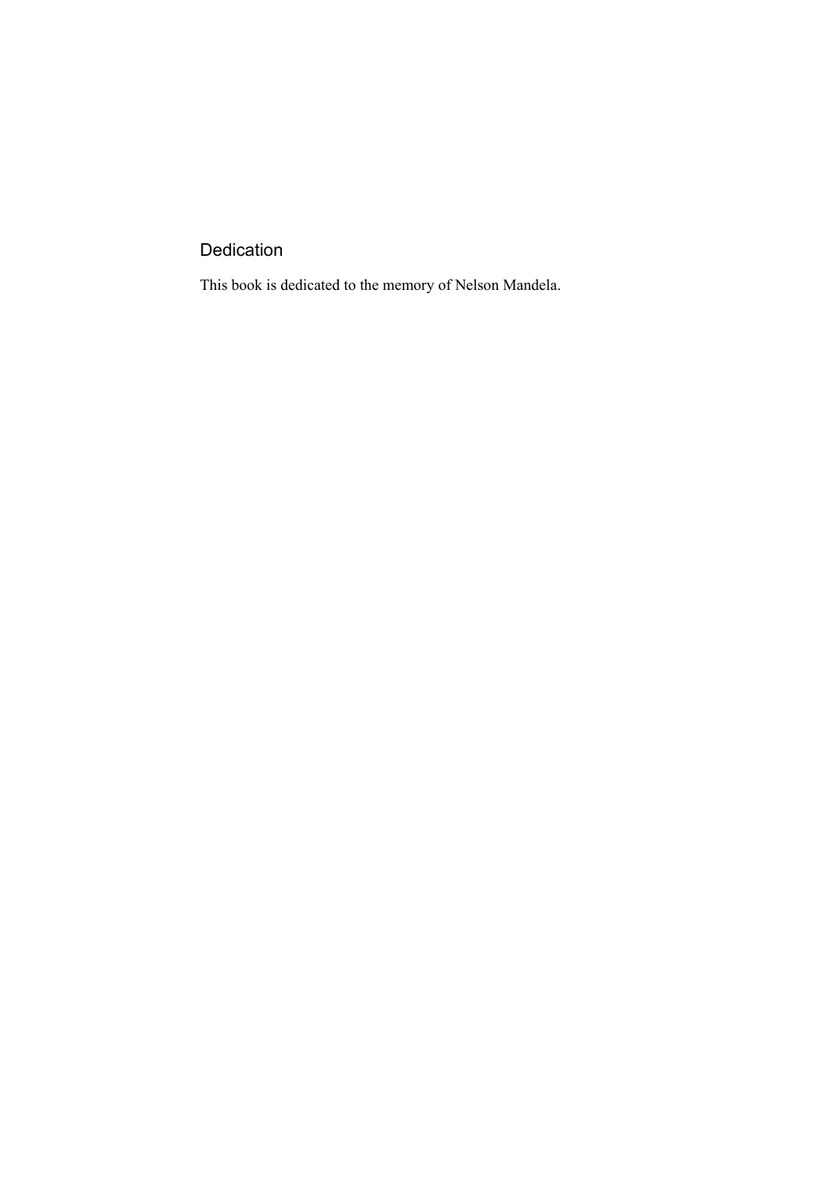## Dedication

This book is dedicated to the memory of Nelson Mandela.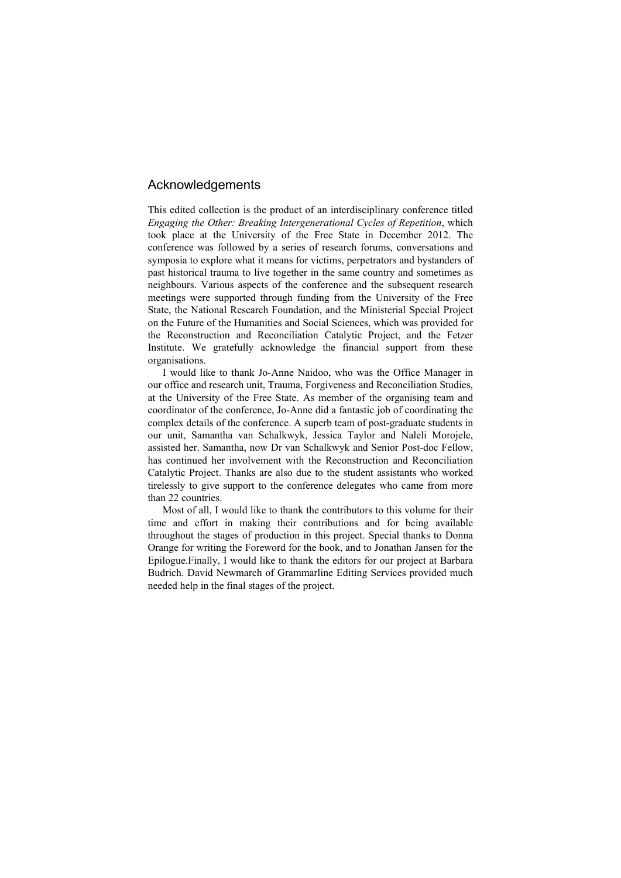# Acknowledgements

This edited collection is the product of an interdisciplinary conference titled *Engaging the Other: Breaking Intergenerational Cycles of Repetition*, which took place at the University of the Free State in December 2012. The conference was followed by a series of research forums, conversations and symposia to explore what it means for victims, perpetrators and bystanders of past historical trauma to live together in the same country and sometimes as neighbours. Various aspects of the conference and the subsequent research meetings were supported through funding from the University of the Free State, the National Research Foundation, and the Ministerial Special Project on the Future of the Humanities and Social Sciences, which was provided for the Reconstruction and Reconciliation Catalytic Project, and the Fetzer Institute. We gratefully acknowledge the financial support from these organisations.

I would like to thank Jo-Anne Naidoo, who was the Office Manager in our office and research unit, Trauma, Forgiveness and Reconciliation Studies, at the University of the Free State. As member of the organising team and coordinator of the conference, Jo-Anne did a fantastic job of coordinating the complex details of the conference. A superb team of post-graduate students in our unit, Samantha van Schalkwyk, Jessica Taylor and Naleli Morojele, assisted her. Samantha, now Dr van Schalkwyk and Senior Post-doc Fellow, has continued her involvement with the Reconstruction and Reconciliation Catalytic Project. Thanks are also due to the student assistants who worked tirelessly to give support to the conference delegates who came from more than 22 countries.

Most of all, I would like to thank the contributors to this volume for their time and effort in making their contributions and for being available throughout the stages of production in this project. Special thanks to Donna Orange for writing the Foreword for the book, and to Jonathan Jansen for the Epilogue.Finally, I would like to thank the editors for our project at Barbara Budrich. David Newmarch of Grammarline Editing Services provided much needed help in the final stages of the project.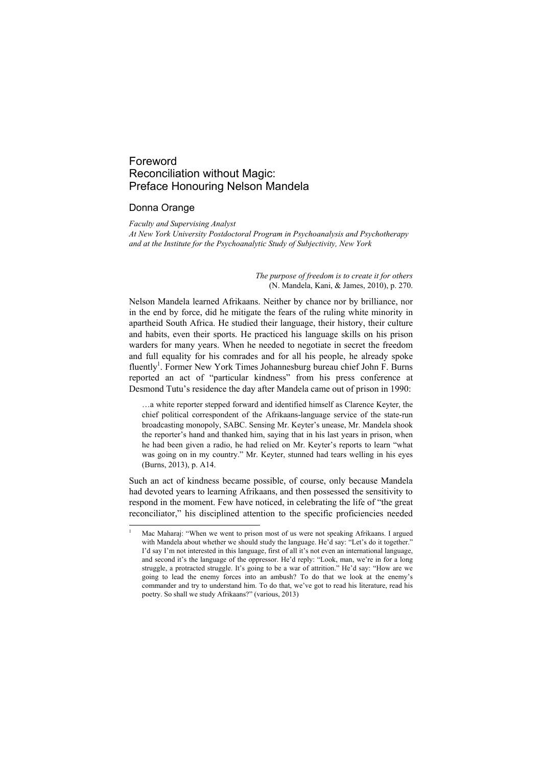# Foreword
# Reconciliation without Magic: Preface Honouring Nelson Mandela

## Donna Orange

*Faculty and Supervising Analyst*
*At New York University Postdoctoral Program in Psychoanalysis and Psychotherapy and at the Institute for the Psychoanalytic Study of Subjectivity, New York*

> *The purpose of freedom is to create it for others*
> (N. Mandela, Kani, & James, 2010), p. 270.

Nelson Mandela learned Afrikaans. Neither by chance nor by brilliance, nor in the end by force, did he mitigate the fears of the ruling white minority in apartheid South Africa. He studied their language, their history, their culture and habits, even their sports. He practiced his language skills on his prison warders for many years. When he needed to negotiate in secret the freedom and full equality for his comrades and for all his people, he already spoke fluently[1]. Former New York Times Johannesburg bureau chief John F. Burns reported an act of "particular kindness" from his press conference at Desmond Tutu's residence the day after Mandela came out of prison in 1990:

> …a white reporter stepped forward and identified himself as Clarence Keyter, the chief political correspondent of the Afrikaans-language service of the state-run broadcasting monopoly, SABC. Sensing Mr. Keyter's unease, Mr. Mandela shook the reporter's hand and thanked him, saying that in his last years in prison, when he had been given a radio, he had relied on Mr. Keyter's reports to learn "what was going on in my country." Mr. Keyter, stunned had tears welling in his eyes (Burns, 2013), p. A14.

Such an act of kindness became possible, of course, only because Mandela had devoted years to learning Afrikaans, and then possessed the sensitivity to respond in the moment. Few have noticed, in celebrating the life of "the great reconciliator," his disciplined attention to the specific proficiencies needed

---

[1] Mac Maharaj: "When we went to prison most of us were not speaking Afrikaans. I argued with Mandela about whether we should study the language. He'd say: "Let's do it together." I'd say I'm not interested in this language, first of all it's not even an international language, and second it's the language of the oppressor. He'd reply: "Look, man, we're in for a long struggle, a protracted struggle. It's going to be a war of attrition." He'd say: "How are we going to lead the enemy forces into an ambush? To do that we look at the enemy's commander and try to understand him. To do that, we've got to read his literature, read his poetry. So shall we study Afrikaans?" (various, 2013)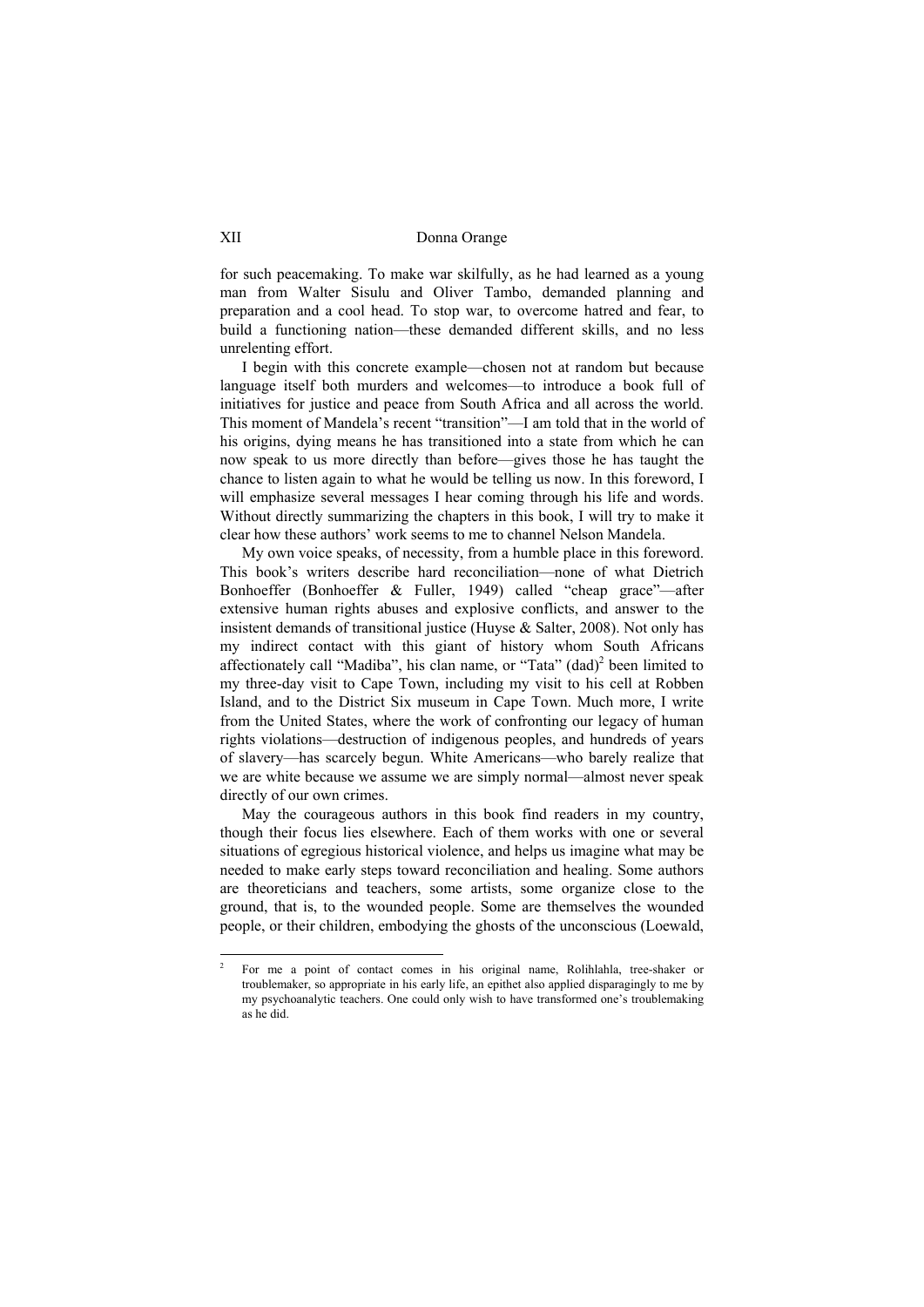for such peacemaking. To make war skilfully, as he had learned as a young man from Walter Sisulu and Oliver Tambo, demanded planning and preparation and a cool head. To stop war, to overcome hatred and fear, to build a functioning nation—these demanded different skills, and no less unrelenting effort.

I begin with this concrete example—chosen not at random but because language itself both murders and welcomes—to introduce a book full of initiatives for justice and peace from South Africa and all across the world. This moment of Mandela's recent "transition"—I am told that in the world of his origins, dying means he has transitioned into a state from which he can now speak to us more directly than before—gives those he has taught the chance to listen again to what he would be telling us now. In this foreword, I will emphasize several messages I hear coming through his life and words. Without directly summarizing the chapters in this book, I will try to make it clear how these authors' work seems to me to channel Nelson Mandela.

My own voice speaks, of necessity, from a humble place in this foreword. This book's writers describe hard reconciliation—none of what Dietrich Bonhoeffer (Bonhoeffer & Fuller, 1949) called "cheap grace"—after extensive human rights abuses and explosive conflicts, and answer to the insistent demands of transitional justice (Huyse & Salter, 2008). Not only has my indirect contact with this giant of history whom South Africans affectionately call "Madiba", his clan name, or "Tata" (dad)[2] been limited to my three-day visit to Cape Town, including my visit to his cell at Robben Island, and to the District Six museum in Cape Town. Much more, I write from the United States, where the work of confronting our legacy of human rights violations—destruction of indigenous peoples, and hundreds of years of slavery—has scarcely begun. White Americans—who barely realize that we are white because we assume we are simply normal—almost never speak directly of our own crimes.

May the courageous authors in this book find readers in my country, though their focus lies elsewhere. Each of them works with one or several situations of egregious historical violence, and helps us imagine what may be needed to make early steps toward reconciliation and healing. Some authors are theoreticians and teachers, some artists, some organize close to the ground, that is, to the wounded people. Some are themselves the wounded people, or their children, embodying the ghosts of the unconscious (Loewald,

[2] For me a point of contact comes in his original name, Rolihlahla, tree-shaker or troublemaker, so appropriate in his early life, an epithet also applied disparagingly to me by my psychoanalytic teachers. One could only wish to have transformed one's troublemaking as he did.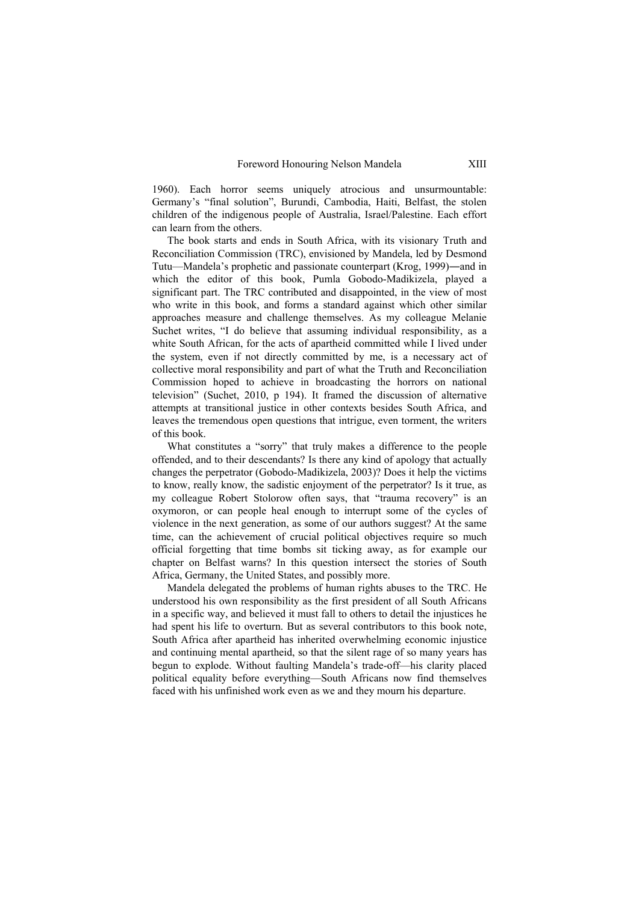1960). Each horror seems uniquely atrocious and unsurmountable: Germany's "final solution", Burundi, Cambodia, Haiti, Belfast, the stolen children of the indigenous people of Australia, Israel/Palestine. Each effort can learn from the others.

The book starts and ends in South Africa, with its visionary Truth and Reconciliation Commission (TRC), envisioned by Mandela, led by Desmond Tutu—Mandela's prophetic and passionate counterpart (Krog, 1999)―and in which the editor of this book, Pumla Gobodo-Madikizela, played a significant part. The TRC contributed and disappointed, in the view of most who write in this book, and forms a standard against which other similar approaches measure and challenge themselves. As my colleague Melanie Suchet writes, "I do believe that assuming individual responsibility, as a white South African, for the acts of apartheid committed while I lived under the system, even if not directly committed by me, is a necessary act of collective moral responsibility and part of what the Truth and Reconciliation Commission hoped to achieve in broadcasting the horrors on national television" (Suchet, 2010, p 194). It framed the discussion of alternative attempts at transitional justice in other contexts besides South Africa, and leaves the tremendous open questions that intrigue, even torment, the writers of this book.

What constitutes a "sorry" that truly makes a difference to the people offended, and to their descendants? Is there any kind of apology that actually changes the perpetrator (Gobodo-Madikizela, 2003)? Does it help the victims to know, really know, the sadistic enjoyment of the perpetrator? Is it true, as my colleague Robert Stolorow often says, that "trauma recovery" is an oxymoron, or can people heal enough to interrupt some of the cycles of violence in the next generation, as some of our authors suggest? At the same time, can the achievement of crucial political objectives require so much official forgetting that time bombs sit ticking away, as for example our chapter on Belfast warns? In this question intersect the stories of South Africa, Germany, the United States, and possibly more.

Mandela delegated the problems of human rights abuses to the TRC. He understood his own responsibility as the first president of all South Africans in a specific way, and believed it must fall to others to detail the injustices he had spent his life to overturn. But as several contributors to this book note, South Africa after apartheid has inherited overwhelming economic injustice and continuing mental apartheid, so that the silent rage of so many years has begun to explode. Without faulting Mandela's trade-off—his clarity placed political equality before everything—South Africans now find themselves faced with his unfinished work even as we and they mourn his departure.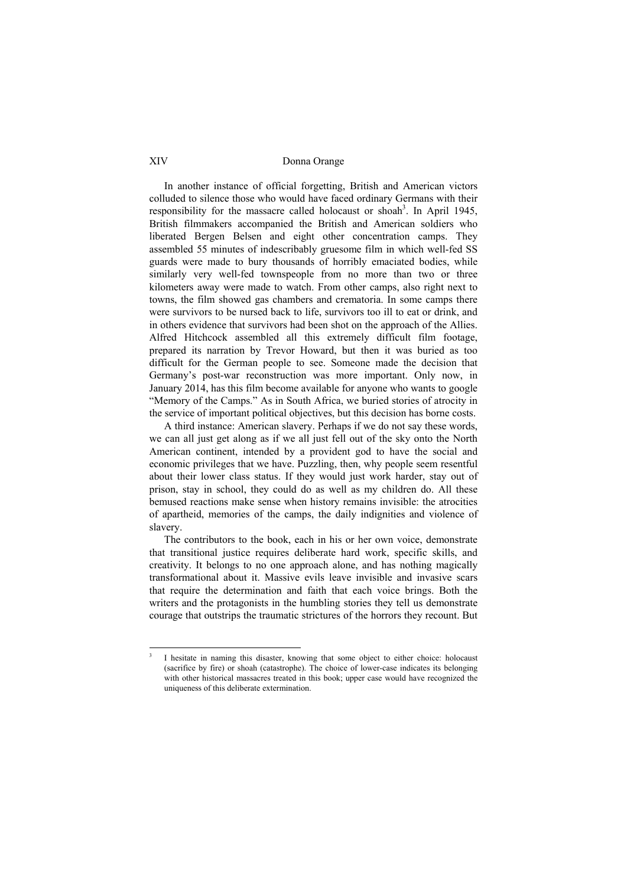In another instance of official forgetting, British and American victors colluded to silence those who would have faced ordinary Germans with their responsibility for the massacre called holocaust or shoah[3]. In April 1945, British filmmakers accompanied the British and American soldiers who liberated Bergen Belsen and eight other concentration camps. They assembled 55 minutes of indescribably gruesome film in which well-fed SS guards were made to bury thousands of horribly emaciated bodies, while similarly very well-fed townspeople from no more than two or three kilometers away were made to watch. From other camps, also right next to towns, the film showed gas chambers and crematoria. In some camps there were survivors to be nursed back to life, survivors too ill to eat or drink, and in others evidence that survivors had been shot on the approach of the Allies. Alfred Hitchcock assembled all this extremely difficult film footage, prepared its narration by Trevor Howard, but then it was buried as too difficult for the German people to see. Someone made the decision that Germany's post-war reconstruction was more important. Only now, in January 2014, has this film become available for anyone who wants to google "Memory of the Camps." As in South Africa, we buried stories of atrocity in the service of important political objectives, but this decision has borne costs.

A third instance: American slavery. Perhaps if we do not say these words, we can all just get along as if we all just fell out of the sky onto the North American continent, intended by a provident god to have the social and economic privileges that we have. Puzzling, then, why people seem resentful about their lower class status. If they would just work harder, stay out of prison, stay in school, they could do as well as my children do. All these bemused reactions make sense when history remains invisible: the atrocities of apartheid, memories of the camps, the daily indignities and violence of slavery.

The contributors to the book, each in his or her own voice, demonstrate that transitional justice requires deliberate hard work, specific skills, and creativity. It belongs to no one approach alone, and has nothing magically transformational about it. Massive evils leave invisible and invasive scars that require the determination and faith that each voice brings. Both the writers and the protagonists in the humbling stories they tell us demonstrate courage that outstrips the traumatic strictures of the horrors they recount. But

---

[3] I hesitate in naming this disaster, knowing that some object to either choice: holocaust (sacrifice by fire) or shoah (catastrophe). The choice of lower-case indicates its belonging with other historical massacres treated in this book; upper case would have recognized the uniqueness of this deliberate extermination.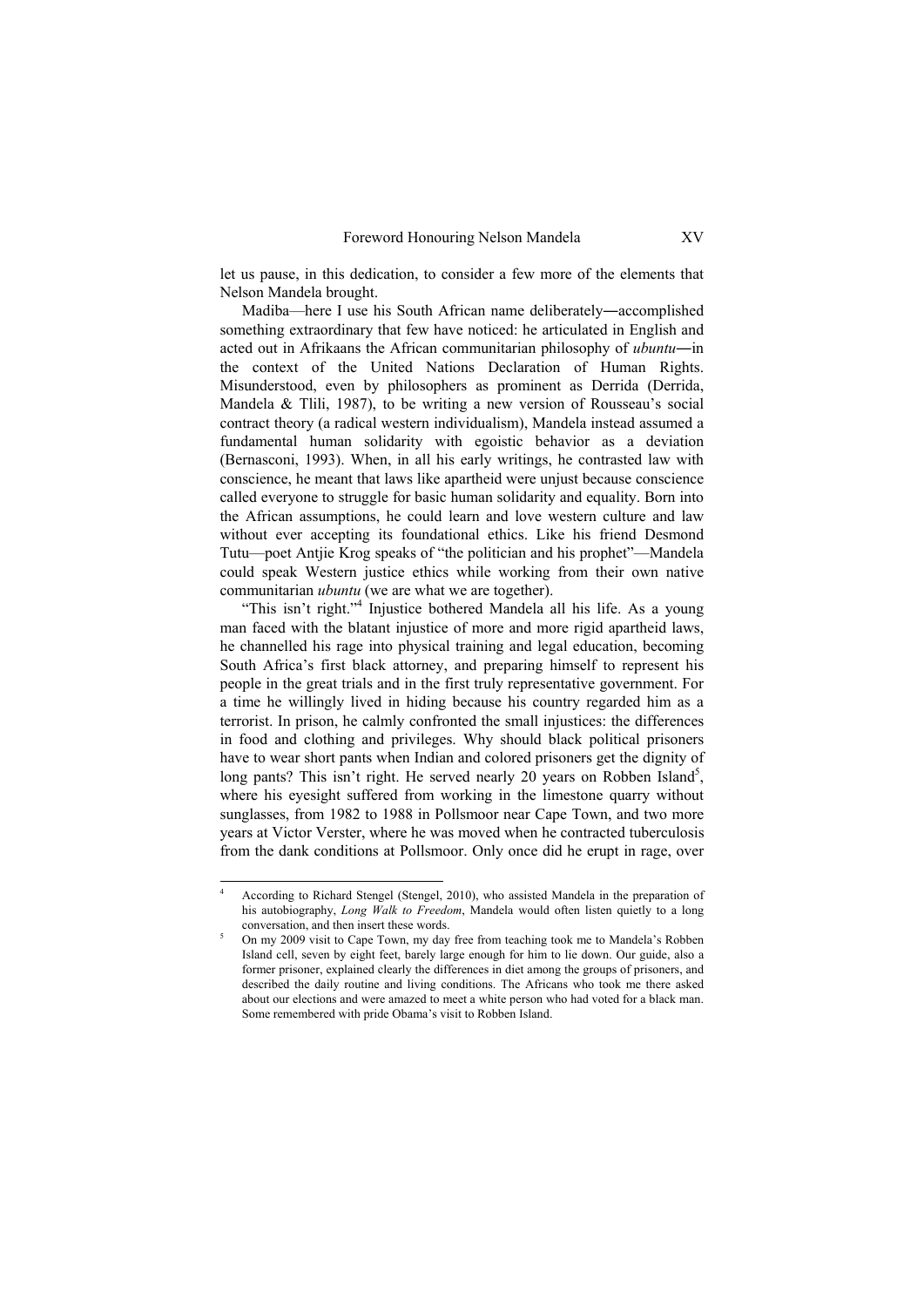let us pause, in this dedication, to consider a few more of the elements that Nelson Mandela brought.

Madiba—here I use his South African name deliberately―accomplished something extraordinary that few have noticed: he articulated in English and acted out in Afrikaans the African communitarian philosophy of *ubuntu*―in the context of the United Nations Declaration of Human Rights. Misunderstood, even by philosophers as prominent as Derrida (Derrida, Mandela & Tlili, 1987), to be writing a new version of Rousseau's social contract theory (a radical western individualism), Mandela instead assumed a fundamental human solidarity with egoistic behavior as a deviation (Bernasconi, 1993). When, in all his early writings, he contrasted law with conscience, he meant that laws like apartheid were unjust because conscience called everyone to struggle for basic human solidarity and equality. Born into the African assumptions, he could learn and love western culture and law without ever accepting its foundational ethics. Like his friend Desmond Tutu—poet Antjie Krog speaks of "the politician and his prophet"—Mandela could speak Western justice ethics while working from their own native communitarian *ubuntu* (we are what we are together).

"This isn't right."[4] Injustice bothered Mandela all his life. As a young man faced with the blatant injustice of more and more rigid apartheid laws, he channelled his rage into physical training and legal education, becoming South Africa's first black attorney, and preparing himself to represent his people in the great trials and in the first truly representative government. For a time he willingly lived in hiding because his country regarded him as a terrorist. In prison, he calmly confronted the small injustices: the differences in food and clothing and privileges. Why should black political prisoners have to wear short pants when Indian and colored prisoners get the dignity of long pants? This isn't right. He served nearly 20 years on Robben Island[5], where his eyesight suffered from working in the limestone quarry without sunglasses, from 1982 to 1988 in Pollsmoor near Cape Town, and two more years at Victor Verster, where he was moved when he contracted tuberculosis from the dank conditions at Pollsmoor. Only once did he erupt in rage, over

---

[4] According to Richard Stengel (Stengel, 2010), who assisted Mandela in the preparation of his autobiography, *Long Walk to Freedom*, Mandela would often listen quietly to a long conversation, and then insert these words.

[5] On my 2009 visit to Cape Town, my day free from teaching took me to Mandela's Robben Island cell, seven by eight feet, barely large enough for him to lie down. Our guide, also a former prisoner, explained clearly the differences in diet among the groups of prisoners, and described the daily routine and living conditions. The Africans who took me there asked about our elections and were amazed to meet a white person who had voted for a black man. Some remembered with pride Obama's visit to Robben Island.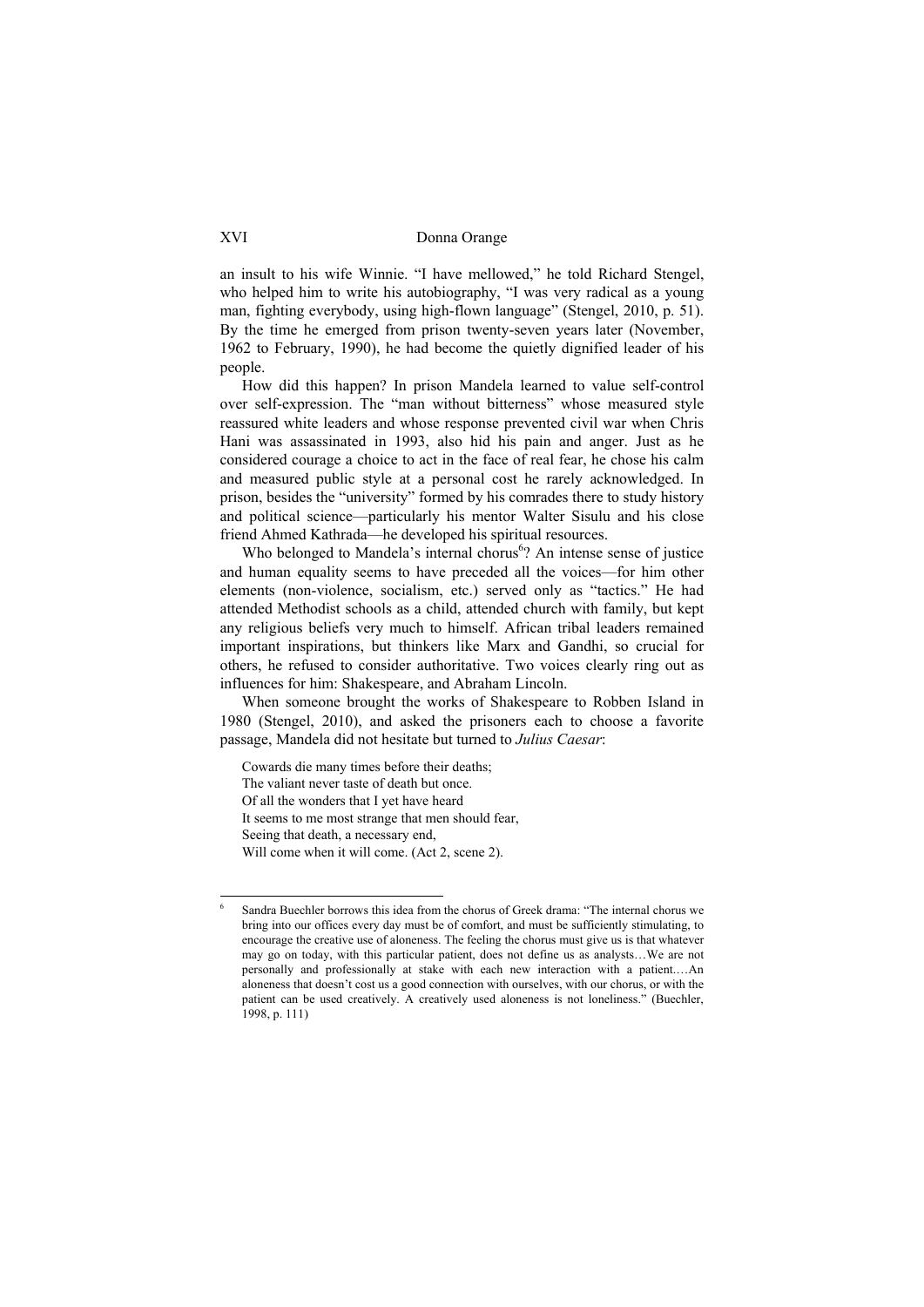an insult to his wife Winnie. "I have mellowed," he told Richard Stengel, who helped him to write his autobiography, "I was very radical as a young man, fighting everybody, using high-flown language" (Stengel, 2010, p. 51). By the time he emerged from prison twenty-seven years later (November, 1962 to February, 1990), he had become the quietly dignified leader of his people.

How did this happen? In prison Mandela learned to value self-control over self-expression. The "man without bitterness" whose measured style reassured white leaders and whose response prevented civil war when Chris Hani was assassinated in 1993, also hid his pain and anger. Just as he considered courage a choice to act in the face of real fear, he chose his calm and measured public style at a personal cost he rarely acknowledged. In prison, besides the "university" formed by his comrades there to study history and political science—particularly his mentor Walter Sisulu and his close friend Ahmed Kathrada—he developed his spiritual resources.

Who belonged to Mandela's internal chorus[6]? An intense sense of justice and human equality seems to have preceded all the voices—for him other elements (non-violence, socialism, etc.) served only as "tactics." He had attended Methodist schools as a child, attended church with family, but kept any religious beliefs very much to himself. African tribal leaders remained important inspirations, but thinkers like Marx and Gandhi, so crucial for others, he refused to consider authoritative. Two voices clearly ring out as influences for him: Shakespeare, and Abraham Lincoln.

When someone brought the works of Shakespeare to Robben Island in 1980 (Stengel, 2010), and asked the prisoners each to choose a favorite passage, Mandela did not hesitate but turned to *Julius Caesar*:

> Cowards die many times before their deaths;
> The valiant never taste of death but once.
> Of all the wonders that I yet have heard
> It seems to me most strange that men should fear,
> Seeing that death, a necessary end,
> Will come when it will come. (Act 2, scene 2).

---

[6] Sandra Buechler borrows this idea from the chorus of Greek drama: "The internal chorus we bring into our offices every day must be of comfort, and must be sufficiently stimulating, to encourage the creative use of aloneness. The feeling the chorus must give us is that whatever may go on today, with this particular patient, does not define us as analysts…We are not personally and professionally at stake with each new interaction with a patient.…An aloneness that doesn't cost us a good connection with ourselves, with our chorus, or with the patient can be used creatively. A creatively used aloneness is not loneliness." (Buechler, 1998, p. 111)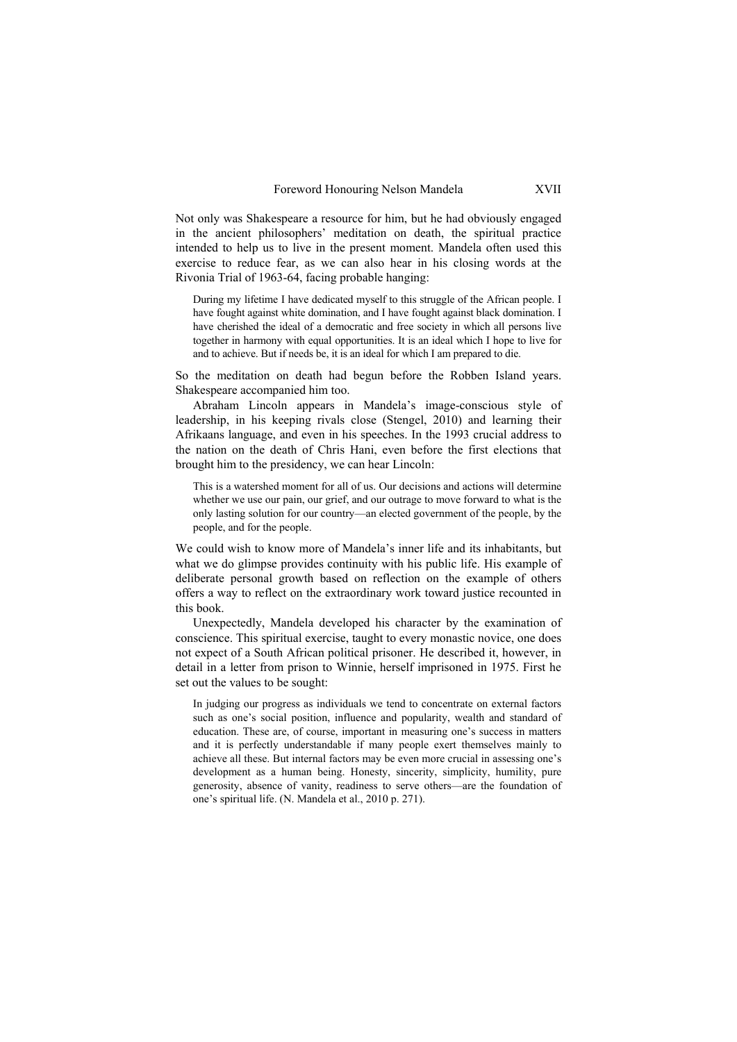Not only was Shakespeare a resource for him, but he had obviously engaged in the ancient philosophers' meditation on death, the spiritual practice intended to help us to live in the present moment. Mandela often used this exercise to reduce fear, as we can also hear in his closing words at the Rivonia Trial of 1963-64, facing probable hanging:

> During my lifetime I have dedicated myself to this struggle of the African people. I have fought against white domination, and I have fought against black domination. I have cherished the ideal of a democratic and free society in which all persons live together in harmony with equal opportunities. It is an ideal which I hope to live for and to achieve. But if needs be, it is an ideal for which I am prepared to die.

So the meditation on death had begun before the Robben Island years. Shakespeare accompanied him too.

Abraham Lincoln appears in Mandela's image-conscious style of leadership, in his keeping rivals close (Stengel, 2010) and learning their Afrikaans language, and even in his speeches. In the 1993 crucial address to the nation on the death of Chris Hani, even before the first elections that brought him to the presidency, we can hear Lincoln:

> This is a watershed moment for all of us. Our decisions and actions will determine whether we use our pain, our grief, and our outrage to move forward to what is the only lasting solution for our country—an elected government of the people, by the people, and for the people.

We could wish to know more of Mandela's inner life and its inhabitants, but what we do glimpse provides continuity with his public life. His example of deliberate personal growth based on reflection on the example of others offers a way to reflect on the extraordinary work toward justice recounted in this book.

Unexpectedly, Mandela developed his character by the examination of conscience. This spiritual exercise, taught to every monastic novice, one does not expect of a South African political prisoner. He described it, however, in detail in a letter from prison to Winnie, herself imprisoned in 1975. First he set out the values to be sought:

> In judging our progress as individuals we tend to concentrate on external factors such as one's social position, influence and popularity, wealth and standard of education. These are, of course, important in measuring one's success in matters and it is perfectly understandable if many people exert themselves mainly to achieve all these. But internal factors may be even more crucial in assessing one's development as a human being. Honesty, sincerity, simplicity, humility, pure generosity, absence of vanity, readiness to serve others—are the foundation of one's spiritual life. (N. Mandela et al., 2010 p. 271).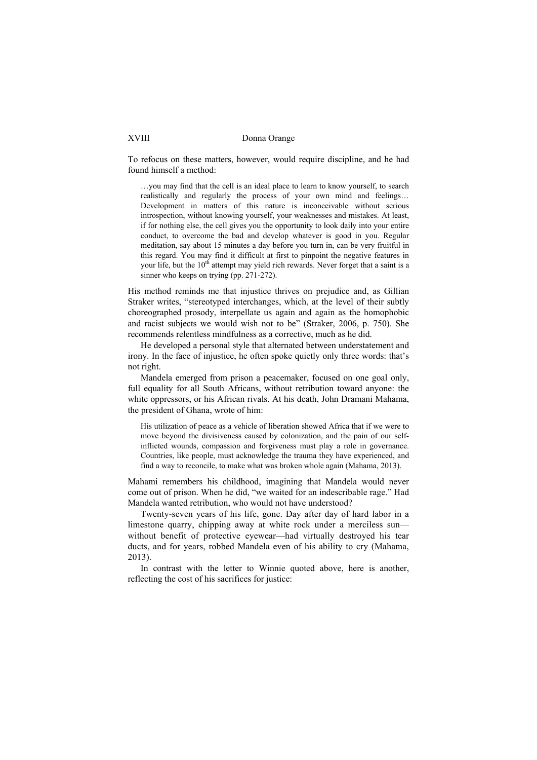To refocus on these matters, however, would require discipline, and he had found himself a method:

> …you may find that the cell is an ideal place to learn to know yourself, to search realistically and regularly the process of your own mind and feelings… Development in matters of this nature is inconceivable without serious introspection, without knowing yourself, your weaknesses and mistakes. At least, if for nothing else, the cell gives you the opportunity to look daily into your entire conduct, to overcome the bad and develop whatever is good in you. Regular meditation, say about 15 minutes a day before you turn in, can be very fruitful in this regard. You may find it difficult at first to pinpoint the negative features in your life, but the 10th attempt may yield rich rewards. Never forget that a saint is a sinner who keeps on trying (pp. 271-272).

His method reminds me that injustice thrives on prejudice and, as Gillian Straker writes, "stereotyped interchanges, which, at the level of their subtly choreographed prosody, interpellate us again and again as the homophobic and racist subjects we would wish not to be" (Straker, 2006, p. 750). She recommends relentless mindfulness as a corrective, much as he did.

He developed a personal style that alternated between understatement and irony. In the face of injustice, he often spoke quietly only three words: that's not right.

Mandela emerged from prison a peacemaker, focused on one goal only, full equality for all South Africans, without retribution toward anyone: the white oppressors, or his African rivals. At his death, John Dramani Mahama, the president of Ghana, wrote of him:

> His utilization of peace as a vehicle of liberation showed Africa that if we were to move beyond the divisiveness caused by colonization, and the pain of our self-inflicted wounds, compassion and forgiveness must play a role in governance. Countries, like people, must acknowledge the trauma they have experienced, and find a way to reconcile, to make what was broken whole again (Mahama, 2013).

Mahami remembers his childhood, imagining that Mandela would never come out of prison. When he did, "we waited for an indescribable rage." Had Mandela wanted retribution, who would not have understood?

Twenty-seven years of his life, gone. Day after day of hard labor in a limestone quarry, chipping away at white rock under a merciless sun—without benefit of protective eyewear—had virtually destroyed his tear ducts, and for years, robbed Mandela even of his ability to cry (Mahama, 2013).

In contrast with the letter to Winnie quoted above, here is another, reflecting the cost of his sacrifices for justice: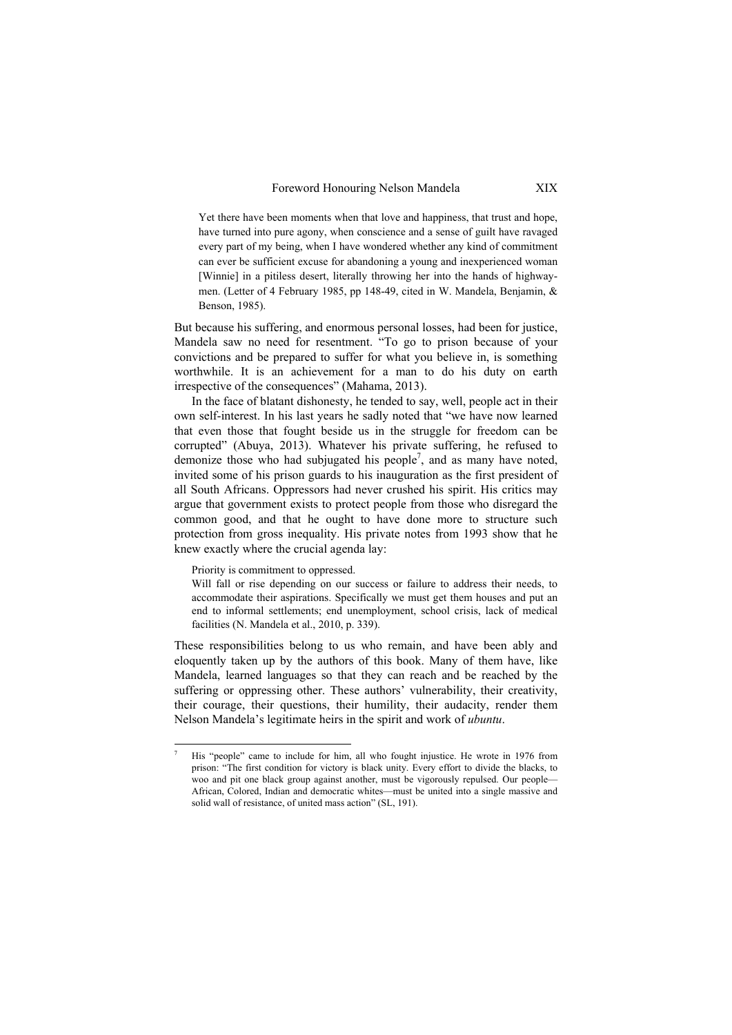> Yet there have been moments when that love and happiness, that trust and hope, have turned into pure agony, when conscience and a sense of guilt have ravaged every part of my being, when I have wondered whether any kind of commitment can ever be sufficient excuse for abandoning a young and inexperienced woman [Winnie] in a pitiless desert, literally throwing her into the hands of highwaymen. (Letter of 4 February 1985, pp 148-49, cited in W. Mandela, Benjamin, & Benson, 1985).

But because his suffering, and enormous personal losses, had been for justice, Mandela saw no need for resentment. "To go to prison because of your convictions and be prepared to suffer for what you believe in, is something worthwhile. It is an achievement for a man to do his duty on earth irrespective of the consequences" (Mahama, 2013).

In the face of blatant dishonesty, he tended to say, well, people act in their own self-interest. In his last years he sadly noted that "we have now learned that even those that fought beside us in the struggle for freedom can be corrupted" (Abuya, 2013). Whatever his private suffering, he refused to demonize those who had subjugated his people[7], and as many have noted, invited some of his prison guards to his inauguration as the first president of all South Africans. Oppressors had never crushed his spirit. His critics may argue that government exists to protect people from those who disregard the common good, and that he ought to have done more to structure such protection from gross inequality. His private notes from 1993 show that he knew exactly where the crucial agenda lay:

> Priority is commitment to oppressed.
> Will fall or rise depending on our success or failure to address their needs, to accommodate their aspirations. Specifically we must get them houses and put an end to informal settlements; end unemployment, school crisis, lack of medical facilities (N. Mandela et al., 2010, p. 339).

These responsibilities belong to us who remain, and have been ably and eloquently taken up by the authors of this book. Many of them have, like Mandela, learned languages so that they can reach and be reached by the suffering or oppressing other. These authors' vulnerability, their creativity, their courage, their questions, their humility, their audacity, render them Nelson Mandela's legitimate heirs in the spirit and work of *ubuntu*.

---

[7] His "people" came to include for him, all who fought injustice. He wrote in 1976 from prison: "The first condition for victory is black unity. Every effort to divide the blacks, to woo and pit one black group against another, must be vigorously repulsed. Our people—African, Colored, Indian and democratic whites—must be united into a single massive and solid wall of resistance, of united mass action" (SL, 191).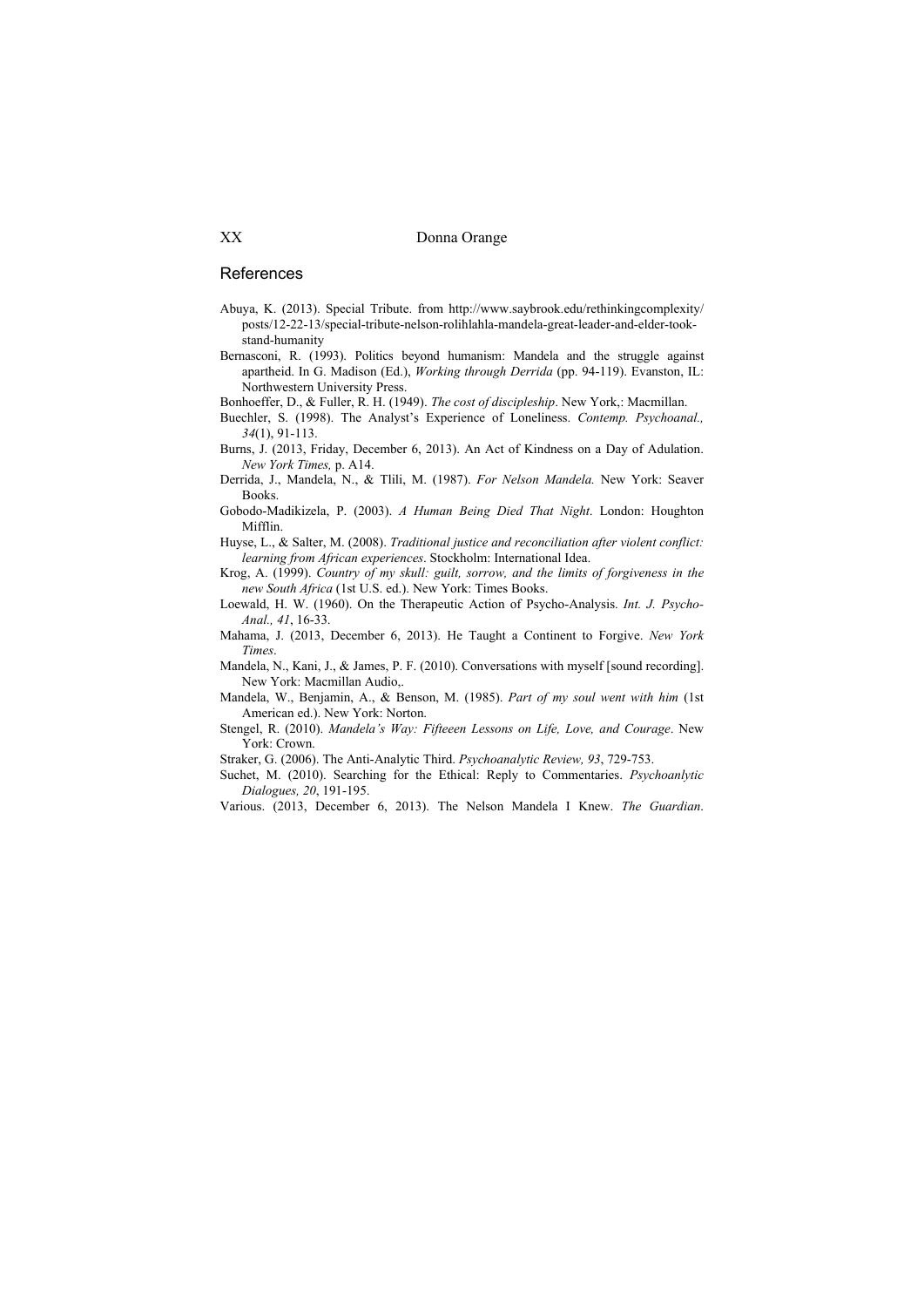## References

Abuya, K. (2013). Special Tribute. from http://www.saybrook.edu/rethinkingcomplexity/posts/12-22-13/special-tribute-nelson-rolihlahla-mandela-great-leader-and-elder-took-stand-humanity

Bernasconi, R. (1993). Politics beyond humanism: Mandela and the struggle against apartheid. In G. Madison (Ed.), *Working through Derrida* (pp. 94-119). Evanston, IL: Northwestern University Press.

Bonhoeffer, D., & Fuller, R. H. (1949). *The cost of discipleship*. New York,: Macmillan.

Buechler, S. (1998). The Analyst's Experience of Loneliness. *Contemp. Psychoanal., 34*(1), 91-113.

Burns, J. (2013, Friday, December 6, 2013). An Act of Kindness on a Day of Adulation. *New York Times,* p. A14.

Derrida, J., Mandela, N., & Tlili, M. (1987). *For Nelson Mandela.* New York: Seaver Books.

Gobodo-Madikizela, P. (2003). *A Human Being Died That Night*. London: Houghton Mifflin.

Huyse, L., & Salter, M. (2008). *Traditional justice and reconciliation after violent conflict: learning from African experiences*. Stockholm: International Idea.

Krog, A. (1999). *Country of my skull: guilt, sorrow, and the limits of forgiveness in the new South Africa* (1st U.S. ed.). New York: Times Books.

Loewald, H. W. (1960). On the Therapeutic Action of Psycho-Analysis. *Int. J. Psycho-Anal., 41*, 16-33.

Mahama, J. (2013, December 6, 2013). He Taught a Continent to Forgive. *New York Times*.

Mandela, N., Kani, J., & James, P. F. (2010). Conversations with myself [sound recording]. New York: Macmillan Audio,.

Mandela, W., Benjamin, A., & Benson, M. (1985). *Part of my soul went with him* (1st American ed.). New York: Norton.

Stengel, R. (2010). *Mandela's Way: Fifteeen Lessons on Life, Love, and Courage*. New York: Crown.

Straker, G. (2006). The Anti-Analytic Third. *Psychoanalytic Review, 93*, 729-753.

Suchet, M. (2010). Searching for the Ethical: Reply to Commentaries. *Psychoanlytic Dialogues, 20*, 191-195.

Various. (2013, December 6, 2013). The Nelson Mandela I Knew. *The Guardian*.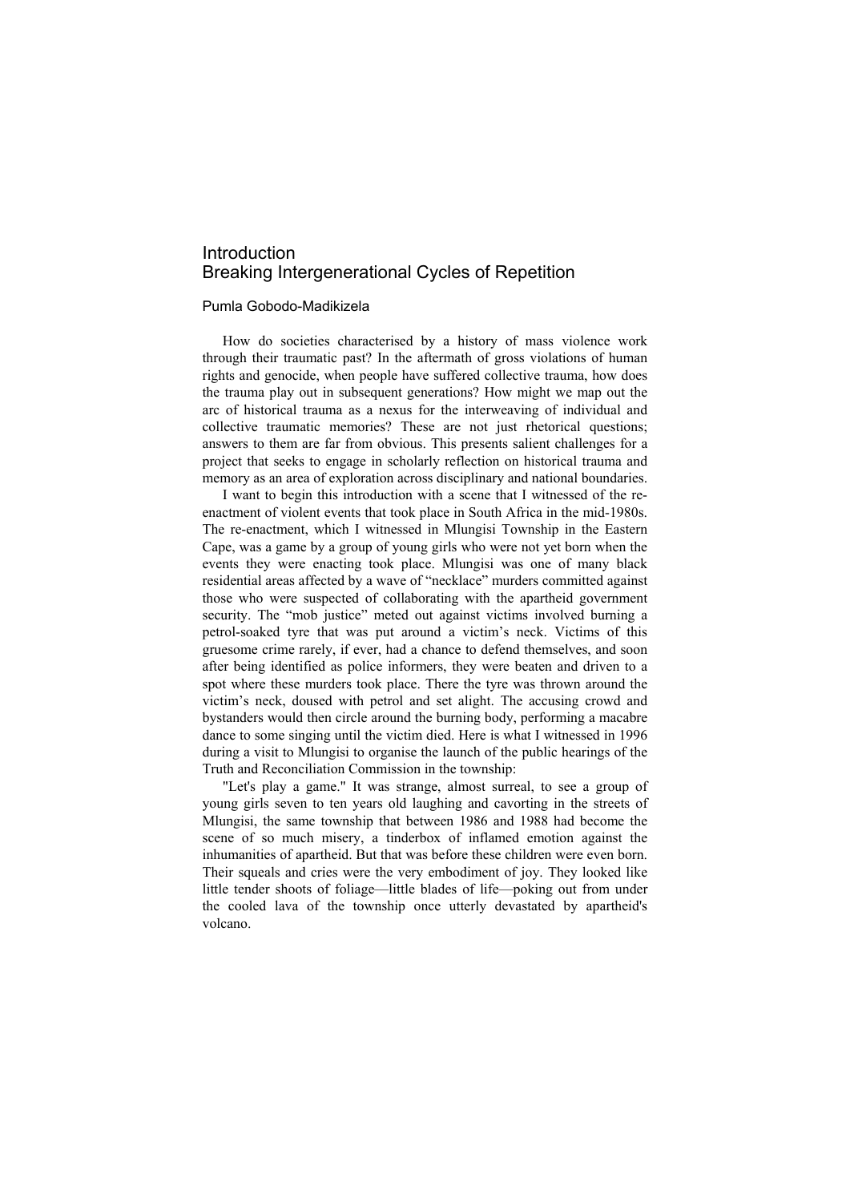# Introduction
# Breaking Intergenerational Cycles of Repetition

Pumla Gobodo-Madikizela

How do societies characterised by a history of mass violence work through their traumatic past? In the aftermath of gross violations of human rights and genocide, when people have suffered collective trauma, how does the trauma play out in subsequent generations? How might we map out the arc of historical trauma as a nexus for the interweaving of individual and collective traumatic memories? These are not just rhetorical questions; answers to them are far from obvious. This presents salient challenges for a project that seeks to engage in scholarly reflection on historical trauma and memory as an area of exploration across disciplinary and national boundaries.

I want to begin this introduction with a scene that I witnessed of the re-enactment of violent events that took place in South Africa in the mid-1980s. The re-enactment, which I witnessed in Mlungisi Township in the Eastern Cape, was a game by a group of young girls who were not yet born when the events they were enacting took place. Mlungisi was one of many black residential areas affected by a wave of "necklace" murders committed against those who were suspected of collaborating with the apartheid government security. The "mob justice" meted out against victims involved burning a petrol-soaked tyre that was put around a victim's neck. Victims of this gruesome crime rarely, if ever, had a chance to defend themselves, and soon after being identified as police informers, they were beaten and driven to a spot where these murders took place. There the tyre was thrown around the victim's neck, doused with petrol and set alight. The accusing crowd and bystanders would then circle around the burning body, performing a macabre dance to some singing until the victim died. Here is what I witnessed in 1996 during a visit to Mlungisi to organise the launch of the public hearings of the Truth and Reconciliation Commission in the township:

"Let's play a game." It was strange, almost surreal, to see a group of young girls seven to ten years old laughing and cavorting in the streets of Mlungisi, the same township that between 1986 and 1988 had become the scene of so much misery, a tinderbox of inflamed emotion against the inhumanities of apartheid. But that was before these children were even born. Their squeals and cries were the very embodiment of joy. They looked like little tender shoots of foliage—little blades of life—poking out from under the cooled lava of the township once utterly devastated by apartheid's volcano.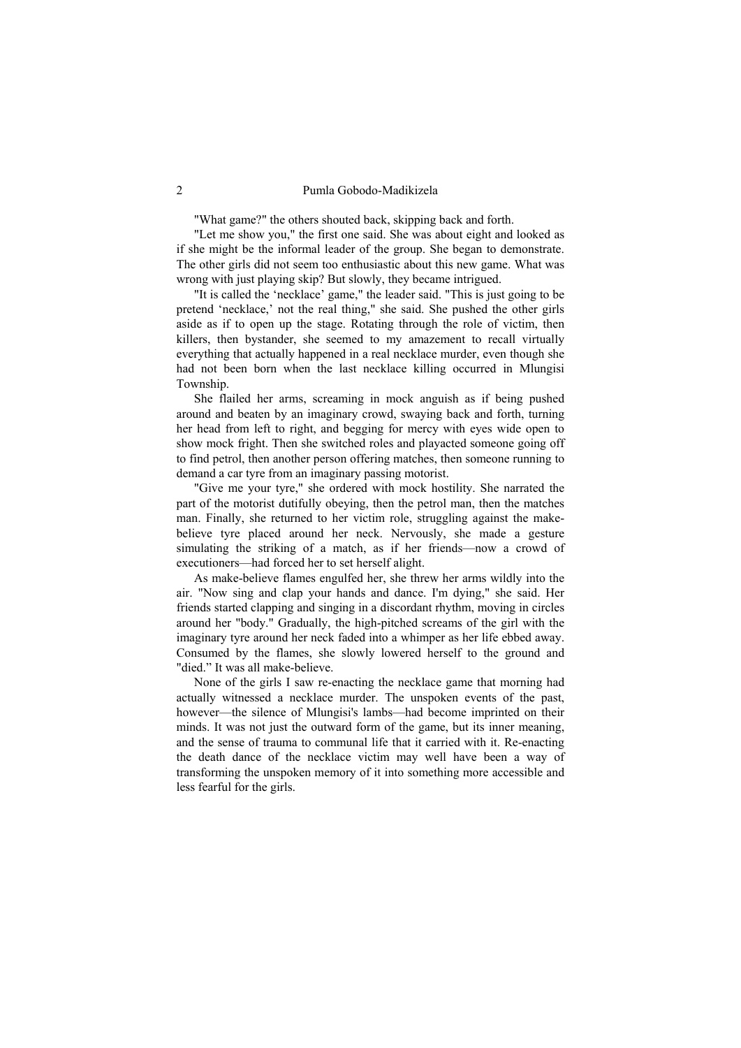"What game?" the others shouted back, skipping back and forth.

"Let me show you," the first one said. She was about eight and looked as if she might be the informal leader of the group. She began to demonstrate. The other girls did not seem too enthusiastic about this new game. What was wrong with just playing skip? But slowly, they became intrigued.

"It is called the 'necklace' game," the leader said. "This is just going to be pretend 'necklace,' not the real thing," she said. She pushed the other girls aside as if to open up the stage. Rotating through the role of victim, then killers, then bystander, she seemed to my amazement to recall virtually everything that actually happened in a real necklace murder, even though she had not been born when the last necklace killing occurred in Mlungisi Township.

She flailed her arms, screaming in mock anguish as if being pushed around and beaten by an imaginary crowd, swaying back and forth, turning her head from left to right, and begging for mercy with eyes wide open to show mock fright. Then she switched roles and playacted someone going off to find petrol, then another person offering matches, then someone running to demand a car tyre from an imaginary passing motorist.

"Give me your tyre," she ordered with mock hostility. She narrated the part of the motorist dutifully obeying, then the petrol man, then the matches man. Finally, she returned to her victim role, struggling against the make-believe tyre placed around her neck. Nervously, she made a gesture simulating the striking of a match, as if her friends—now a crowd of executioners—had forced her to set herself alight.

As make-believe flames engulfed her, she threw her arms wildly into the air. "Now sing and clap your hands and dance. I'm dying," she said. Her friends started clapping and singing in a discordant rhythm, moving in circles around her "body." Gradually, the high-pitched screams of the girl with the imaginary tyre around her neck faded into a whimper as her life ebbed away. Consumed by the flames, she slowly lowered herself to the ground and "died." It was all make-believe.

None of the girls I saw re-enacting the necklace game that morning had actually witnessed a necklace murder. The unspoken events of the past, however—the silence of Mlungisi's lambs—had become imprinted on their minds. It was not just the outward form of the game, but its inner meaning, and the sense of trauma to communal life that it carried with it. Re-enacting the death dance of the necklace victim may well have been a way of transforming the unspoken memory of it into something more accessible and less fearful for the girls.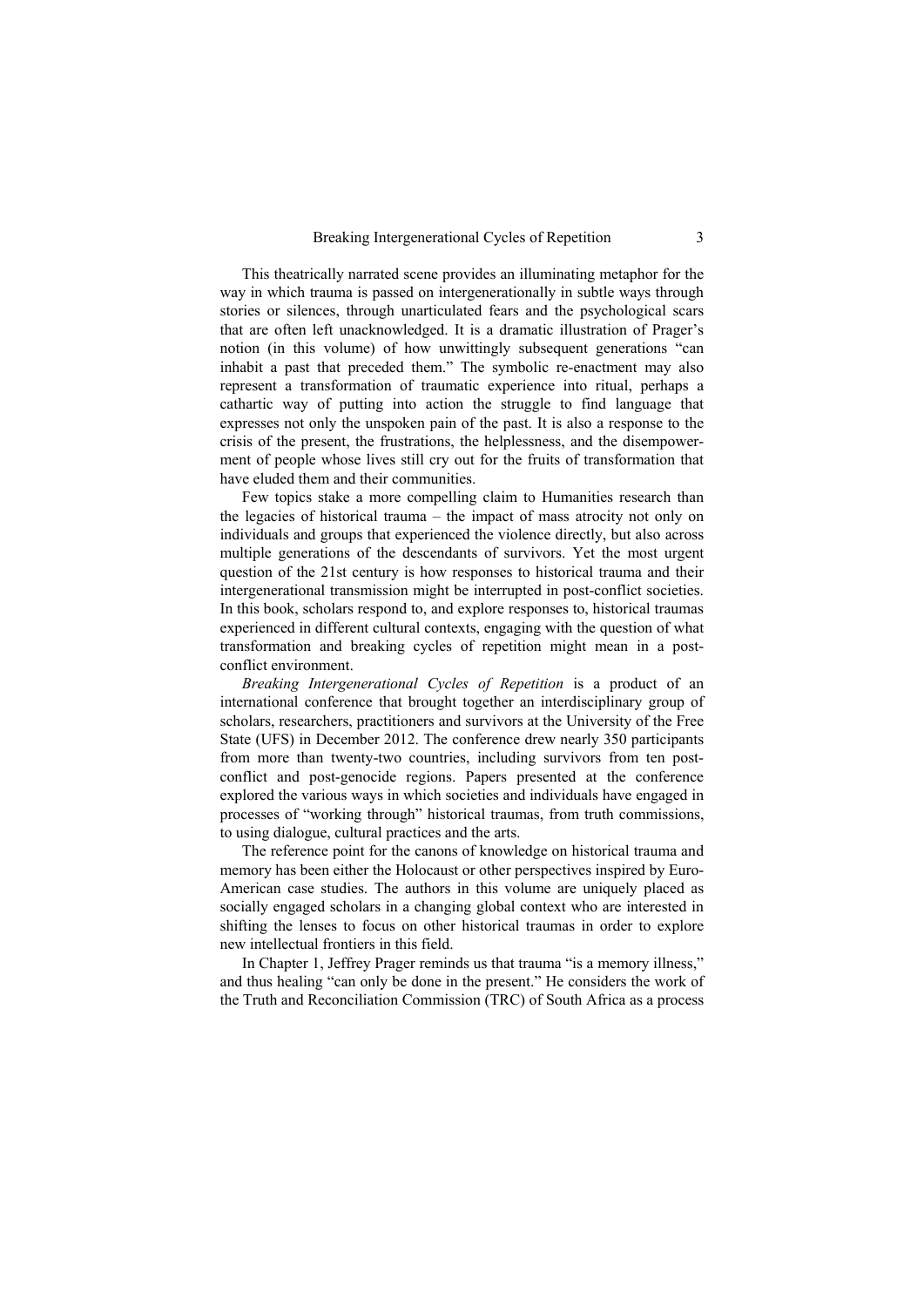This theatrically narrated scene provides an illuminating metaphor for the way in which trauma is passed on intergenerationally in subtle ways through stories or silences, through unarticulated fears and the psychological scars that are often left unacknowledged. It is a dramatic illustration of Prager's notion (in this volume) of how unwittingly subsequent generations "can inhabit a past that preceded them." The symbolic re-enactment may also represent a transformation of traumatic experience into ritual, perhaps a cathartic way of putting into action the struggle to find language that expresses not only the unspoken pain of the past. It is also a response to the crisis of the present, the frustrations, the helplessness, and the disempowerment of people whose lives still cry out for the fruits of transformation that have eluded them and their communities.

Few topics stake a more compelling claim to Humanities research than the legacies of historical trauma – the impact of mass atrocity not only on individuals and groups that experienced the violence directly, but also across multiple generations of the descendants of survivors. Yet the most urgent question of the 21st century is how responses to historical trauma and their intergenerational transmission might be interrupted in post-conflict societies. In this book, scholars respond to, and explore responses to, historical traumas experienced in different cultural contexts, engaging with the question of what transformation and breaking cycles of repetition might mean in a post-conflict environment.

*Breaking Intergenerational Cycles of Repetition* is a product of an international conference that brought together an interdisciplinary group of scholars, researchers, practitioners and survivors at the University of the Free State (UFS) in December 2012. The conference drew nearly 350 participants from more than twenty-two countries, including survivors from ten post-conflict and post-genocide regions. Papers presented at the conference explored the various ways in which societies and individuals have engaged in processes of "working through" historical traumas, from truth commissions, to using dialogue, cultural practices and the arts.

The reference point for the canons of knowledge on historical trauma and memory has been either the Holocaust or other perspectives inspired by Euro-American case studies. The authors in this volume are uniquely placed as socially engaged scholars in a changing global context who are interested in shifting the lenses to focus on other historical traumas in order to explore new intellectual frontiers in this field.

In Chapter 1, Jeffrey Prager reminds us that trauma "is a memory illness," and thus healing "can only be done in the present." He considers the work of the Truth and Reconciliation Commission (TRC) of South Africa as a process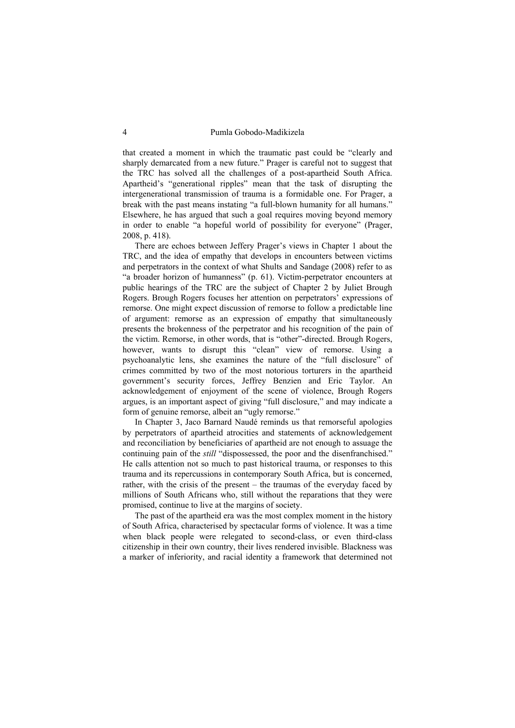that created a moment in which the traumatic past could be "clearly and sharply demarcated from a new future." Prager is careful not to suggest that the TRC has solved all the challenges of a post-apartheid South Africa. Apartheid's "generational ripples" mean that the task of disrupting the intergenerational transmission of trauma is a formidable one. For Prager, a break with the past means instating "a full-blown humanity for all humans." Elsewhere, he has argued that such a goal requires moving beyond memory in order to enable "a hopeful world of possibility for everyone" (Prager, 2008, p. 418).

There are echoes between Jeffery Prager's views in Chapter 1 about the TRC, and the idea of empathy that develops in encounters between victims and perpetrators in the context of what Shults and Sandage (2008) refer to as "a broader horizon of humanness" (p. 61). Victim-perpetrator encounters at public hearings of the TRC are the subject of Chapter 2 by Juliet Brough Rogers. Brough Rogers focuses her attention on perpetrators' expressions of remorse. One might expect discussion of remorse to follow a predictable line of argument: remorse as an expression of empathy that simultaneously presents the brokenness of the perpetrator and his recognition of the pain of the victim. Remorse, in other words, that is "other"-directed. Brough Rogers, however, wants to disrupt this "clean" view of remorse. Using a psychoanalytic lens, she examines the nature of the "full disclosure" of crimes committed by two of the most notorious torturers in the apartheid government's security forces, Jeffrey Benzien and Eric Taylor. An acknowledgement of enjoyment of the scene of violence, Brough Rogers argues, is an important aspect of giving "full disclosure," and may indicate a form of genuine remorse, albeit an "ugly remorse."

In Chapter 3, Jaco Barnard Naudé reminds us that remorseful apologies by perpetrators of apartheid atrocities and statements of acknowledgement and reconciliation by beneficiaries of apartheid are not enough to assuage the continuing pain of the *still* "dispossessed, the poor and the disenfranchised." He calls attention not so much to past historical trauma, or responses to this trauma and its repercussions in contemporary South Africa, but is concerned, rather, with the crisis of the present – the traumas of the everyday faced by millions of South Africans who, still without the reparations that they were promised, continue to live at the margins of society.

The past of the apartheid era was the most complex moment in the history of South Africa, characterised by spectacular forms of violence. It was a time when black people were relegated to second-class, or even third-class citizenship in their own country, their lives rendered invisible. Blackness was a marker of inferiority, and racial identity a framework that determined not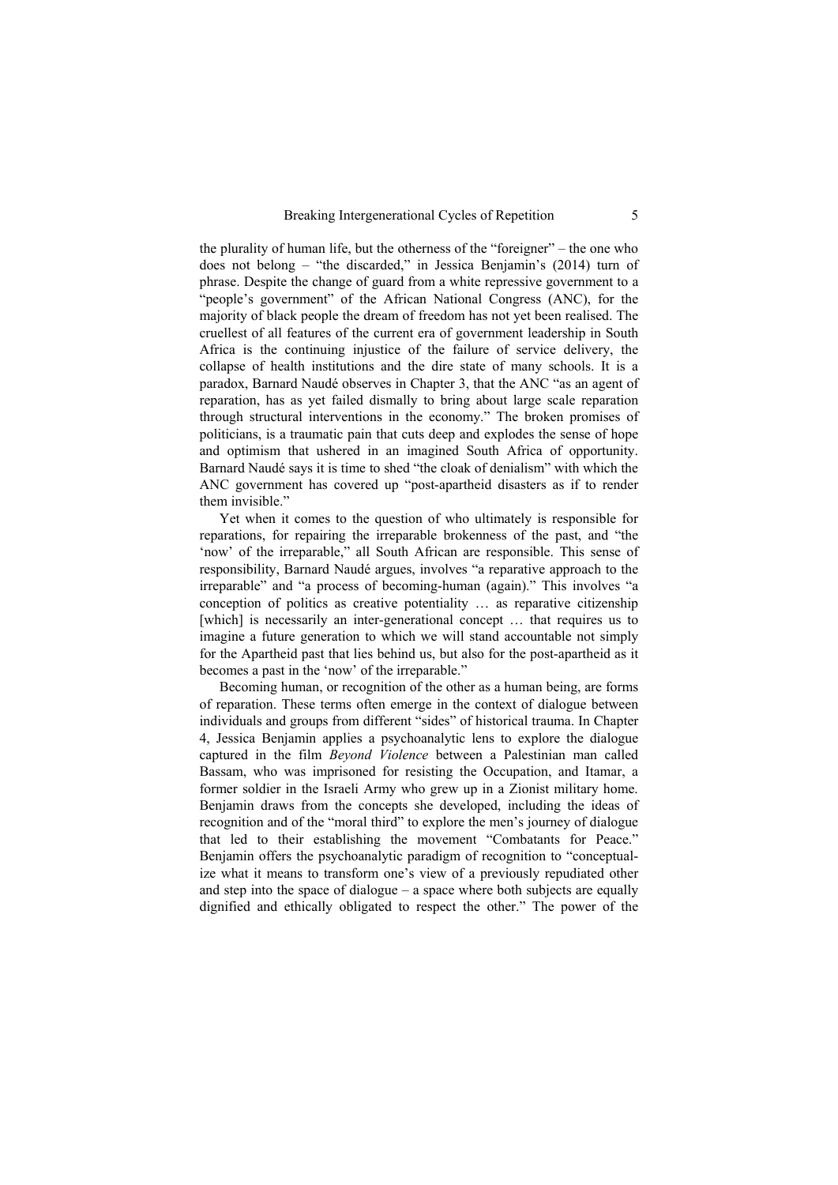the plurality of human life, but the otherness of the "foreigner" – the one who does not belong – "the discarded," in Jessica Benjamin's (2014) turn of phrase. Despite the change of guard from a white repressive government to a "people's government" of the African National Congress (ANC), for the majority of black people the dream of freedom has not yet been realised. The cruellest of all features of the current era of government leadership in South Africa is the continuing injustice of the failure of service delivery, the collapse of health institutions and the dire state of many schools. It is a paradox, Barnard Naudé observes in Chapter 3, that the ANC "as an agent of reparation, has as yet failed dismally to bring about large scale reparation through structural interventions in the economy." The broken promises of politicians, is a traumatic pain that cuts deep and explodes the sense of hope and optimism that ushered in an imagined South Africa of opportunity. Barnard Naudé says it is time to shed "the cloak of denialism" with which the ANC government has covered up "post-apartheid disasters as if to render them invisible."

Yet when it comes to the question of who ultimately is responsible for reparations, for repairing the irreparable brokenness of the past, and "the 'now' of the irreparable," all South African are responsible. This sense of responsibility, Barnard Naudé argues, involves "a reparative approach to the irreparable" and "a process of becoming-human (again)." This involves "a conception of politics as creative potentiality … as reparative citizenship [which] is necessarily an inter-generational concept … that requires us to imagine a future generation to which we will stand accountable not simply for the Apartheid past that lies behind us, but also for the post-apartheid as it becomes a past in the 'now' of the irreparable."

Becoming human, or recognition of the other as a human being, are forms of reparation. These terms often emerge in the context of dialogue between individuals and groups from different "sides" of historical trauma. In Chapter 4, Jessica Benjamin applies a psychoanalytic lens to explore the dialogue captured in the film *Beyond Violence* between a Palestinian man called Bassam, who was imprisoned for resisting the Occupation, and Itamar, a former soldier in the Israeli Army who grew up in a Zionist military home. Benjamin draws from the concepts she developed, including the ideas of recognition and of the "moral third" to explore the men's journey of dialogue that led to their establishing the movement "Combatants for Peace." Benjamin offers the psychoanalytic paradigm of recognition to "conceptualize what it means to transform one's view of a previously repudiated other and step into the space of dialogue – a space where both subjects are equally dignified and ethically obligated to respect the other." The power of the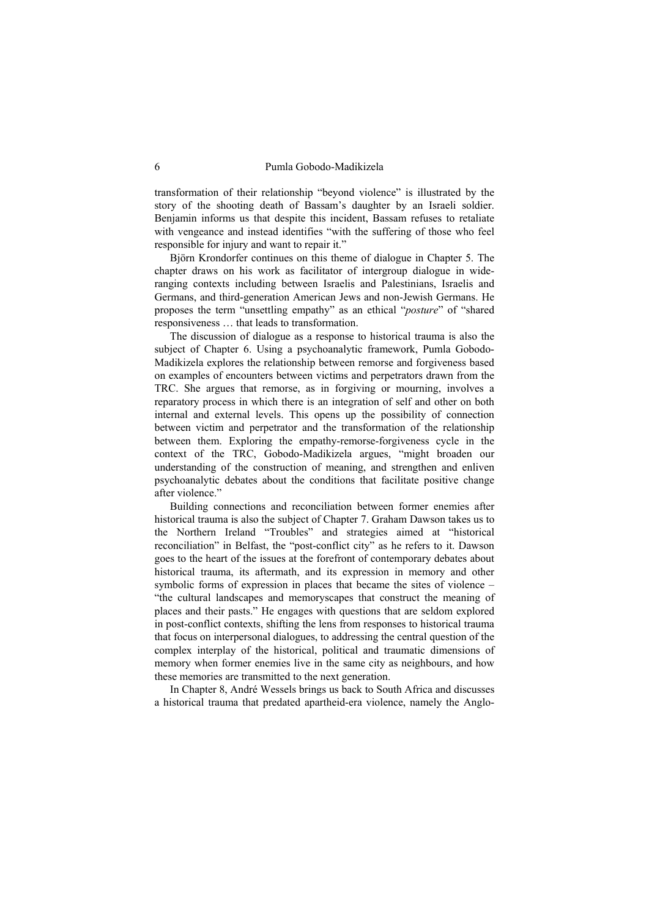transformation of their relationship "beyond violence" is illustrated by the story of the shooting death of Bassam's daughter by an Israeli soldier. Benjamin informs us that despite this incident, Bassam refuses to retaliate with vengeance and instead identifies "with the suffering of those who feel responsible for injury and want to repair it."

Björn Krondorfer continues on this theme of dialogue in Chapter 5. The chapter draws on his work as facilitator of intergroup dialogue in wide-ranging contexts including between Israelis and Palestinians, Israelis and Germans, and third-generation American Jews and non-Jewish Germans. He proposes the term "unsettling empathy" as an ethical "*posture*" of "shared responsiveness … that leads to transformation.

The discussion of dialogue as a response to historical trauma is also the subject of Chapter 6. Using a psychoanalytic framework, Pumla Gobodo-Madikizela explores the relationship between remorse and forgiveness based on examples of encounters between victims and perpetrators drawn from the TRC. She argues that remorse, as in forgiving or mourning, involves a reparatory process in which there is an integration of self and other on both internal and external levels. This opens up the possibility of connection between victim and perpetrator and the transformation of the relationship between them. Exploring the empathy-remorse-forgiveness cycle in the context of the TRC, Gobodo-Madikizela argues, "might broaden our understanding of the construction of meaning, and strengthen and enliven psychoanalytic debates about the conditions that facilitate positive change after violence."

Building connections and reconciliation between former enemies after historical trauma is also the subject of Chapter 7. Graham Dawson takes us to the Northern Ireland "Troubles" and strategies aimed at "historical reconciliation" in Belfast, the "post-conflict city" as he refers to it. Dawson goes to the heart of the issues at the forefront of contemporary debates about historical trauma, its aftermath, and its expression in memory and other symbolic forms of expression in places that became the sites of violence – "the cultural landscapes and memoryscapes that construct the meaning of places and their pasts." He engages with questions that are seldom explored in post-conflict contexts, shifting the lens from responses to historical trauma that focus on interpersonal dialogues, to addressing the central question of the complex interplay of the historical, political and traumatic dimensions of memory when former enemies live in the same city as neighbours, and how these memories are transmitted to the next generation.

In Chapter 8, André Wessels brings us back to South Africa and discusses a historical trauma that predated apartheid-era violence, namely the Anglo-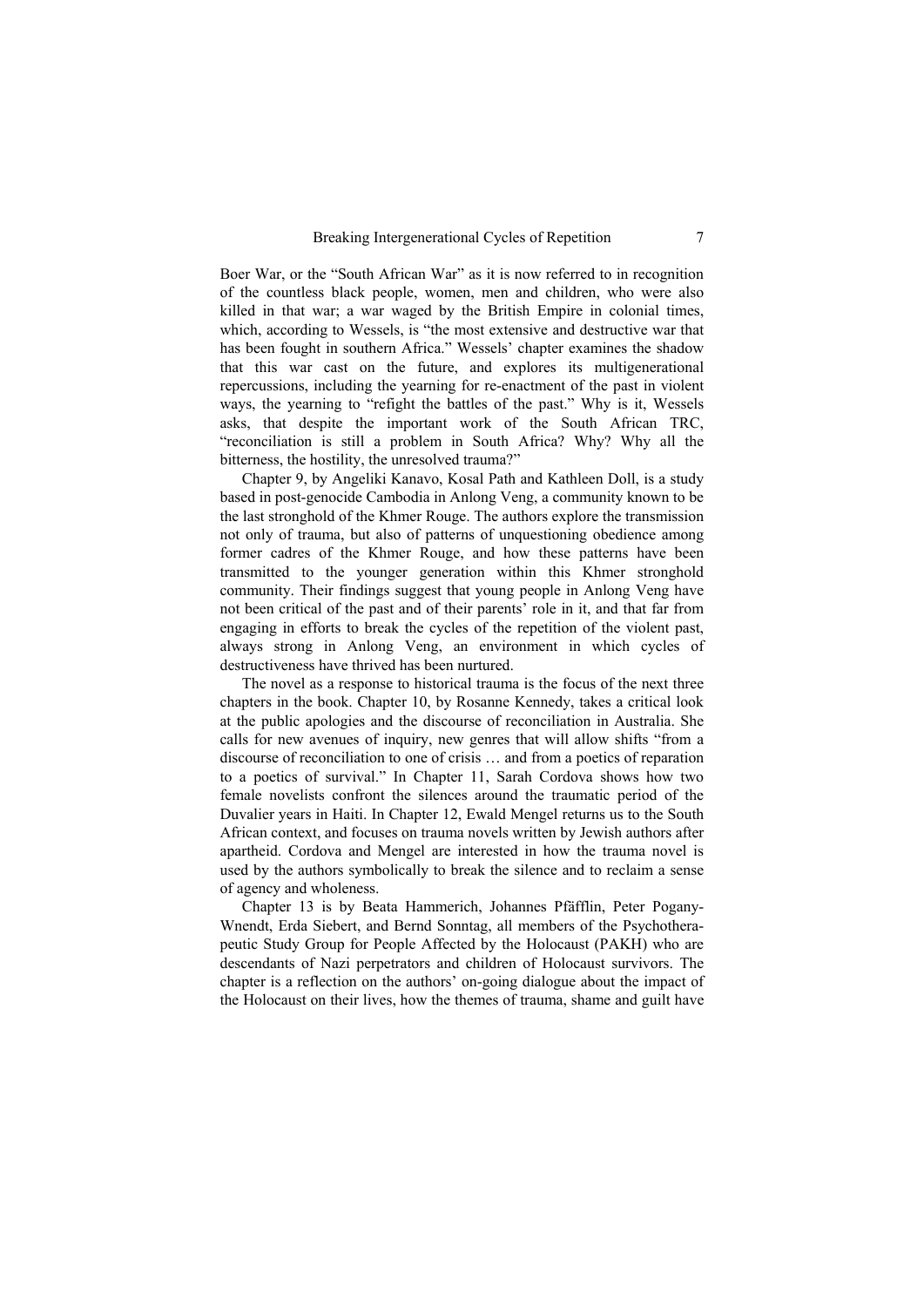Boer War, or the "South African War" as it is now referred to in recognition of the countless black people, women, men and children, who were also killed in that war; a war waged by the British Empire in colonial times, which, according to Wessels, is "the most extensive and destructive war that has been fought in southern Africa." Wessels' chapter examines the shadow that this war cast on the future, and explores its multigenerational repercussions, including the yearning for re-enactment of the past in violent ways, the yearning to "refight the battles of the past." Why is it, Wessels asks, that despite the important work of the South African TRC, "reconciliation is still a problem in South Africa? Why? Why all the bitterness, the hostility, the unresolved trauma?"

Chapter 9, by Angeliki Kanavo, Kosal Path and Kathleen Doll, is a study based in post-genocide Cambodia in Anlong Veng, a community known to be the last stronghold of the Khmer Rouge. The authors explore the transmission not only of trauma, but also of patterns of unquestioning obedience among former cadres of the Khmer Rouge, and how these patterns have been transmitted to the younger generation within this Khmer stronghold community. Their findings suggest that young people in Anlong Veng have not been critical of the past and of their parents' role in it, and that far from engaging in efforts to break the cycles of the repetition of the violent past, always strong in Anlong Veng, an environment in which cycles of destructiveness have thrived has been nurtured.

The novel as a response to historical trauma is the focus of the next three chapters in the book. Chapter 10, by Rosanne Kennedy, takes a critical look at the public apologies and the discourse of reconciliation in Australia. She calls for new avenues of inquiry, new genres that will allow shifts "from a discourse of reconciliation to one of crisis … and from a poetics of reparation to a poetics of survival." In Chapter 11, Sarah Cordova shows how two female novelists confront the silences around the traumatic period of the Duvalier years in Haiti. In Chapter 12, Ewald Mengel returns us to the South African context, and focuses on trauma novels written by Jewish authors after apartheid. Cordova and Mengel are interested in how the trauma novel is used by the authors symbolically to break the silence and to reclaim a sense of agency and wholeness.

Chapter 13 is by Beata Hammerich, Johannes Pfäfflin, Peter Pogany-Wnendt, Erda Siebert, and Bernd Sonntag, all members of the Psychotherapeutic Study Group for People Affected by the Holocaust (PAKH) who are descendants of Nazi perpetrators and children of Holocaust survivors. The chapter is a reflection on the authors' on-going dialogue about the impact of the Holocaust on their lives, how the themes of trauma, shame and guilt have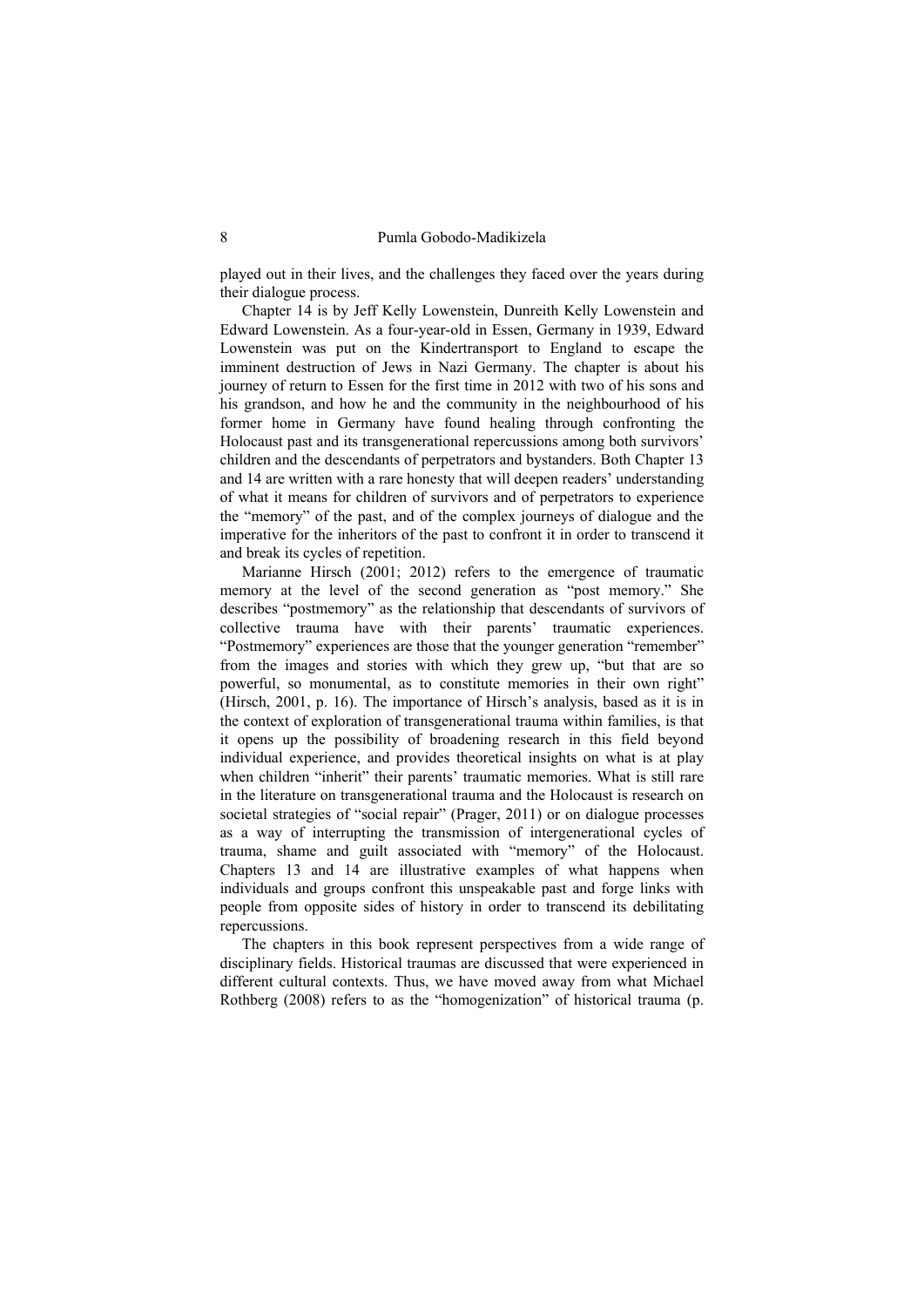played out in their lives, and the challenges they faced over the years during their dialogue process.

Chapter 14 is by Jeff Kelly Lowenstein, Dunreith Kelly Lowenstein and Edward Lowenstein. As a four-year-old in Essen, Germany in 1939, Edward Lowenstein was put on the Kindertransport to England to escape the imminent destruction of Jews in Nazi Germany. The chapter is about his journey of return to Essen for the first time in 2012 with two of his sons and his grandson, and how he and the community in the neighbourhood of his former home in Germany have found healing through confronting the Holocaust past and its transgenerational repercussions among both survivors' children and the descendants of perpetrators and bystanders. Both Chapter 13 and 14 are written with a rare honesty that will deepen readers' understanding of what it means for children of survivors and of perpetrators to experience the "memory" of the past, and of the complex journeys of dialogue and the imperative for the inheritors of the past to confront it in order to transcend it and break its cycles of repetition.

Marianne Hirsch (2001; 2012) refers to the emergence of traumatic memory at the level of the second generation as "post memory." She describes "postmemory" as the relationship that descendants of survivors of collective trauma have with their parents' traumatic experiences. "Postmemory" experiences are those that the younger generation "remember" from the images and stories with which they grew up, "but that are so powerful, so monumental, as to constitute memories in their own right" (Hirsch, 2001, p. 16). The importance of Hirsch's analysis, based as it is in the context of exploration of transgenerational trauma within families, is that it opens up the possibility of broadening research in this field beyond individual experience, and provides theoretical insights on what is at play when children "inherit" their parents' traumatic memories. What is still rare in the literature on transgenerational trauma and the Holocaust is research on societal strategies of "social repair" (Prager, 2011) or on dialogue processes as a way of interrupting the transmission of intergenerational cycles of trauma, shame and guilt associated with "memory" of the Holocaust. Chapters 13 and 14 are illustrative examples of what happens when individuals and groups confront this unspeakable past and forge links with people from opposite sides of history in order to transcend its debilitating repercussions.

The chapters in this book represent perspectives from a wide range of disciplinary fields. Historical traumas are discussed that were experienced in different cultural contexts. Thus, we have moved away from what Michael Rothberg (2008) refers to as the "homogenization" of historical trauma (p.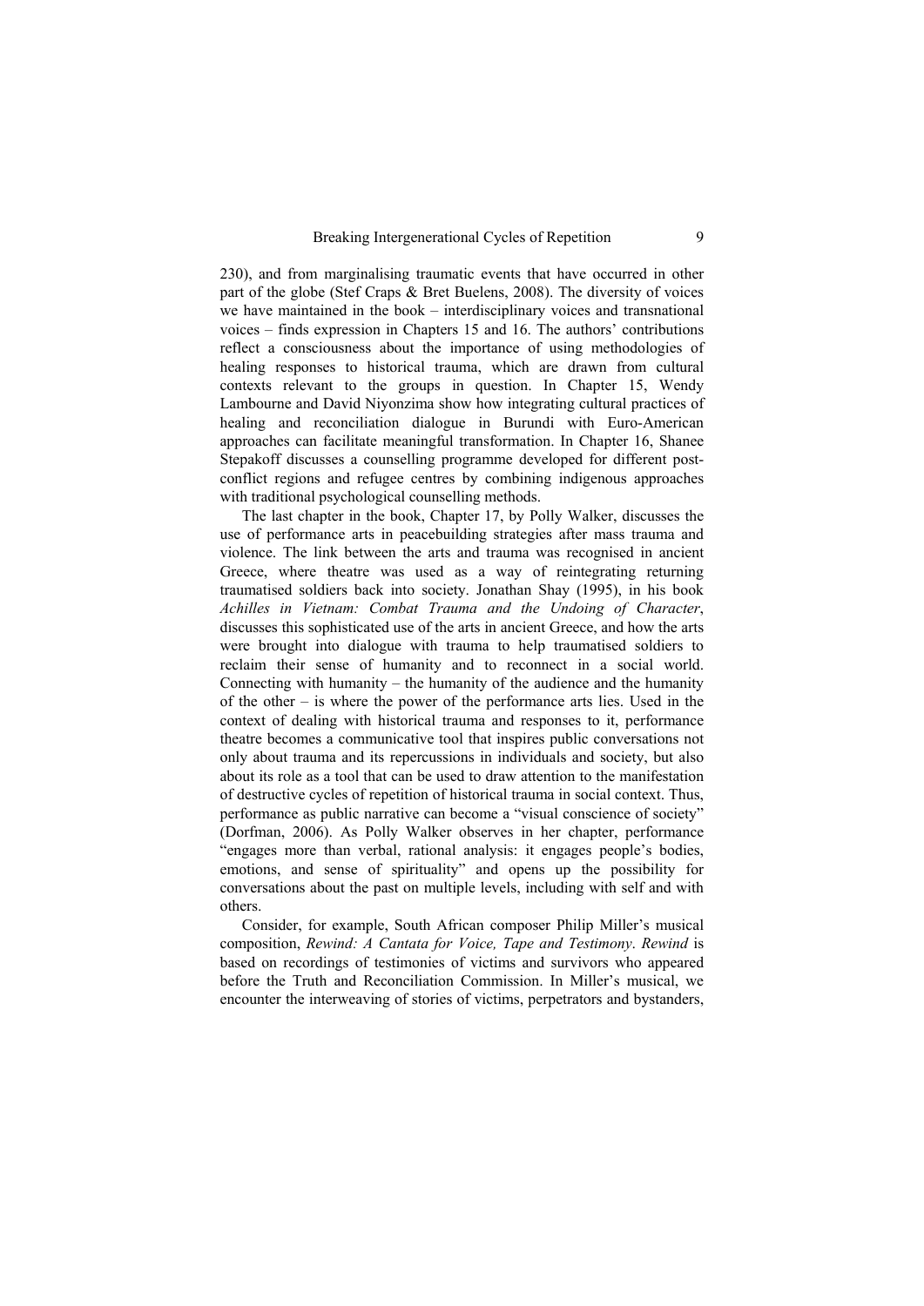230), and from marginalising traumatic events that have occurred in other part of the globe (Stef Craps & Bret Buelens, 2008). The diversity of voices we have maintained in the book – interdisciplinary voices and transnational voices – finds expression in Chapters 15 and 16. The authors' contributions reflect a consciousness about the importance of using methodologies of healing responses to historical trauma, which are drawn from cultural contexts relevant to the groups in question. In Chapter 15, Wendy Lambourne and David Niyonzima show how integrating cultural practices of healing and reconciliation dialogue in Burundi with Euro-American approaches can facilitate meaningful transformation. In Chapter 16, Shanee Stepakoff discusses a counselling programme developed for different post-conflict regions and refugee centres by combining indigenous approaches with traditional psychological counselling methods.

The last chapter in the book, Chapter 17, by Polly Walker, discusses the use of performance arts in peacebuilding strategies after mass trauma and violence. The link between the arts and trauma was recognised in ancient Greece, where theatre was used as a way of reintegrating returning traumatised soldiers back into society. Jonathan Shay (1995), in his book *Achilles in Vietnam: Combat Trauma and the Undoing of Character*, discusses this sophisticated use of the arts in ancient Greece, and how the arts were brought into dialogue with trauma to help traumatised soldiers to reclaim their sense of humanity and to reconnect in a social world. Connecting with humanity – the humanity of the audience and the humanity of the other – is where the power of the performance arts lies. Used in the context of dealing with historical trauma and responses to it, performance theatre becomes a communicative tool that inspires public conversations not only about trauma and its repercussions in individuals and society, but also about its role as a tool that can be used to draw attention to the manifestation of destructive cycles of repetition of historical trauma in social context. Thus, performance as public narrative can become a "visual conscience of society" (Dorfman, 2006). As Polly Walker observes in her chapter, performance "engages more than verbal, rational analysis: it engages people's bodies, emotions, and sense of spirituality" and opens up the possibility for conversations about the past on multiple levels, including with self and with others.

Consider, for example, South African composer Philip Miller's musical composition, *Rewind: A Cantata for Voice, Tape and Testimony*. *Rewind* is based on recordings of testimonies of victims and survivors who appeared before the Truth and Reconciliation Commission. In Miller's musical, we encounter the interweaving of stories of victims, perpetrators and bystanders,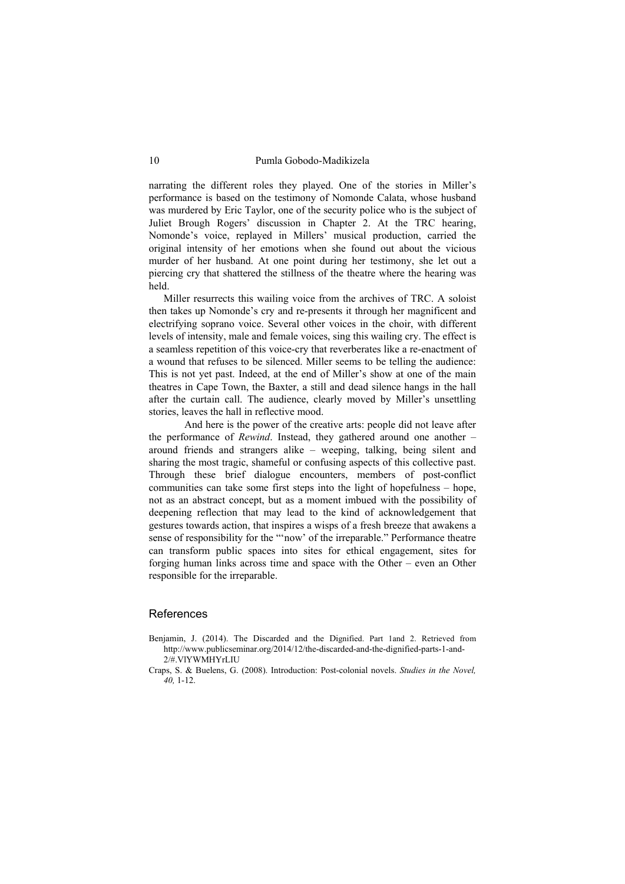narrating the different roles they played. One of the stories in Miller's performance is based on the testimony of Nomonde Calata, whose husband was murdered by Eric Taylor, one of the security police who is the subject of Juliet Brough Rogers' discussion in Chapter 2. At the TRC hearing, Nomonde's voice, replayed in Millers' musical production, carried the original intensity of her emotions when she found out about the vicious murder of her husband. At one point during her testimony, she let out a piercing cry that shattered the stillness of the theatre where the hearing was held.

Miller resurrects this wailing voice from the archives of TRC. A soloist then takes up Nomonde's cry and re-presents it through her magnificent and electrifying soprano voice. Several other voices in the choir, with different levels of intensity, male and female voices, sing this wailing cry. The effect is a seamless repetition of this voice-cry that reverberates like a re-enactment of a wound that refuses to be silenced. Miller seems to be telling the audience: This is not yet past. Indeed, at the end of Miller's show at one of the main theatres in Cape Town, the Baxter, a still and dead silence hangs in the hall after the curtain call. The audience, clearly moved by Miller's unsettling stories, leaves the hall in reflective mood.

And here is the power of the creative arts: people did not leave after the performance of *Rewind*. Instead, they gathered around one another – around friends and strangers alike – weeping, talking, being silent and sharing the most tragic, shameful or confusing aspects of this collective past. Through these brief dialogue encounters, members of post-conflict communities can take some first steps into the light of hopefulness – hope, not as an abstract concept, but as a moment imbued with the possibility of deepening reflection that may lead to the kind of acknowledgement that gestures towards action, that inspires a wisps of a fresh breeze that awakens a sense of responsibility for the "'now' of the irreparable." Performance theatre can transform public spaces into sites for ethical engagement, sites for forging human links across time and space with the Other – even an Other responsible for the irreparable.

## References

Benjamin, J. (2014). The Discarded and the Dignified. Part 1and 2. Retrieved from http://www.publicseminar.org/2014/12/the-discarded-and-the-dignified-parts-1-and-2/#.VlYWMHYrLIU

Craps, S. & Buelens, G. (2008). Introduction: Post-colonial novels. *Studies in the Novel, 40,* 1-12.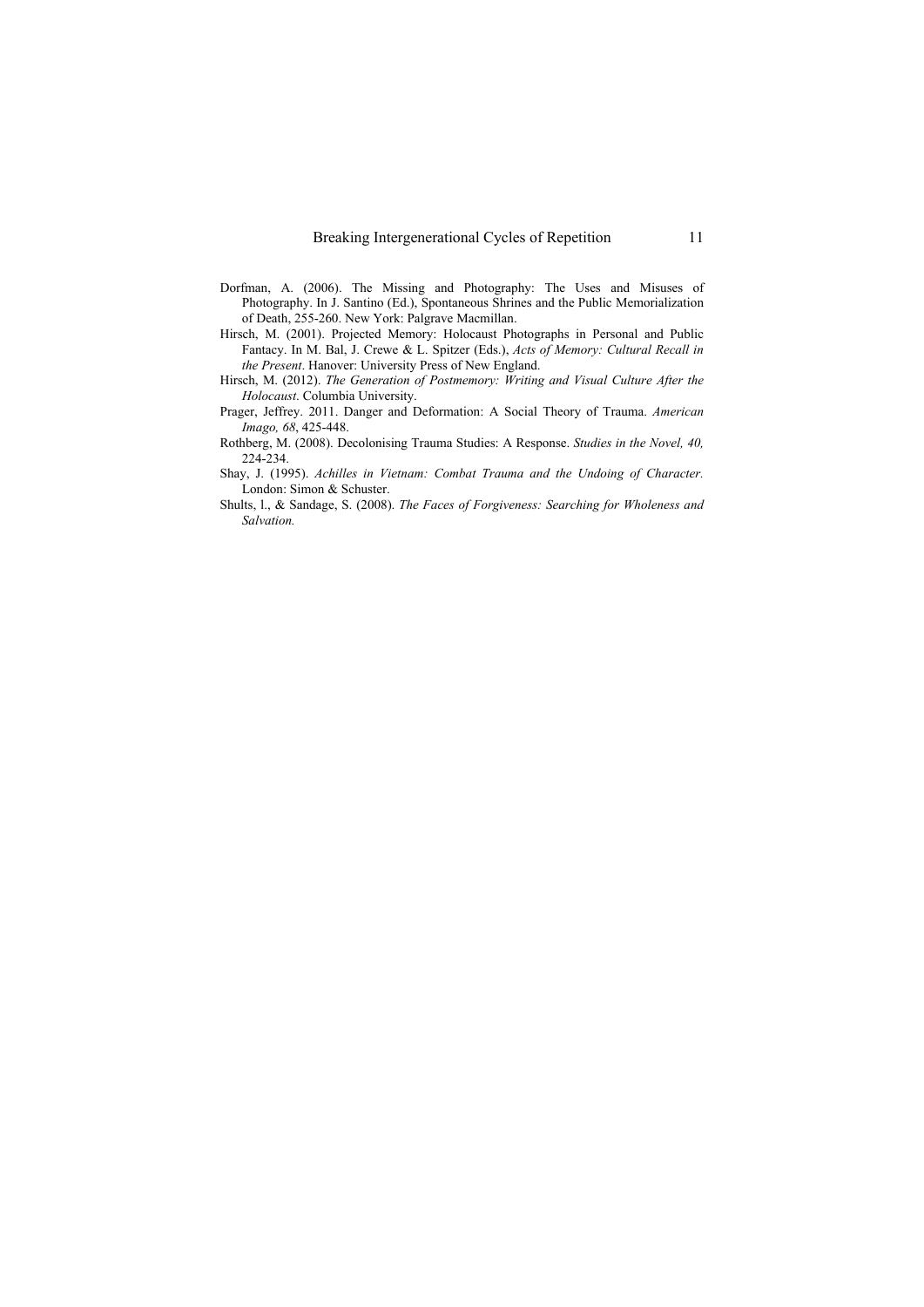Dorfman, A. (2006). The Missing and Photography: The Uses and Misuses of Photography. In J. Santino (Ed.), Spontaneous Shrines and the Public Memorialization of Death, 255-260. New York: Palgrave Macmillan.

Hirsch, M. (2001). Projected Memory: Holocaust Photographs in Personal and Public Fantacy. In M. Bal, J. Crewe & L. Spitzer (Eds.), *Acts of Memory: Cultural Recall in the Present*. Hanover: University Press of New England.

Hirsch, M. (2012). *The Generation of Postmemory: Writing and Visual Culture After the Holocaust*. Columbia University.

Prager, Jeffrey. 2011. Danger and Deformation: A Social Theory of Trauma. *American Imago, 68*, 425-448.

Rothberg, M. (2008). Decolonising Trauma Studies: A Response. *Studies in the Novel, 40,* 224-234.

Shay, J. (1995). *Achilles in Vietnam: Combat Trauma and the Undoing of Character.* London: Simon & Schuster.

Shults, l., & Sandage, S. (2008). *The Faces of Forgiveness: Searching for Wholeness and Salvation.*